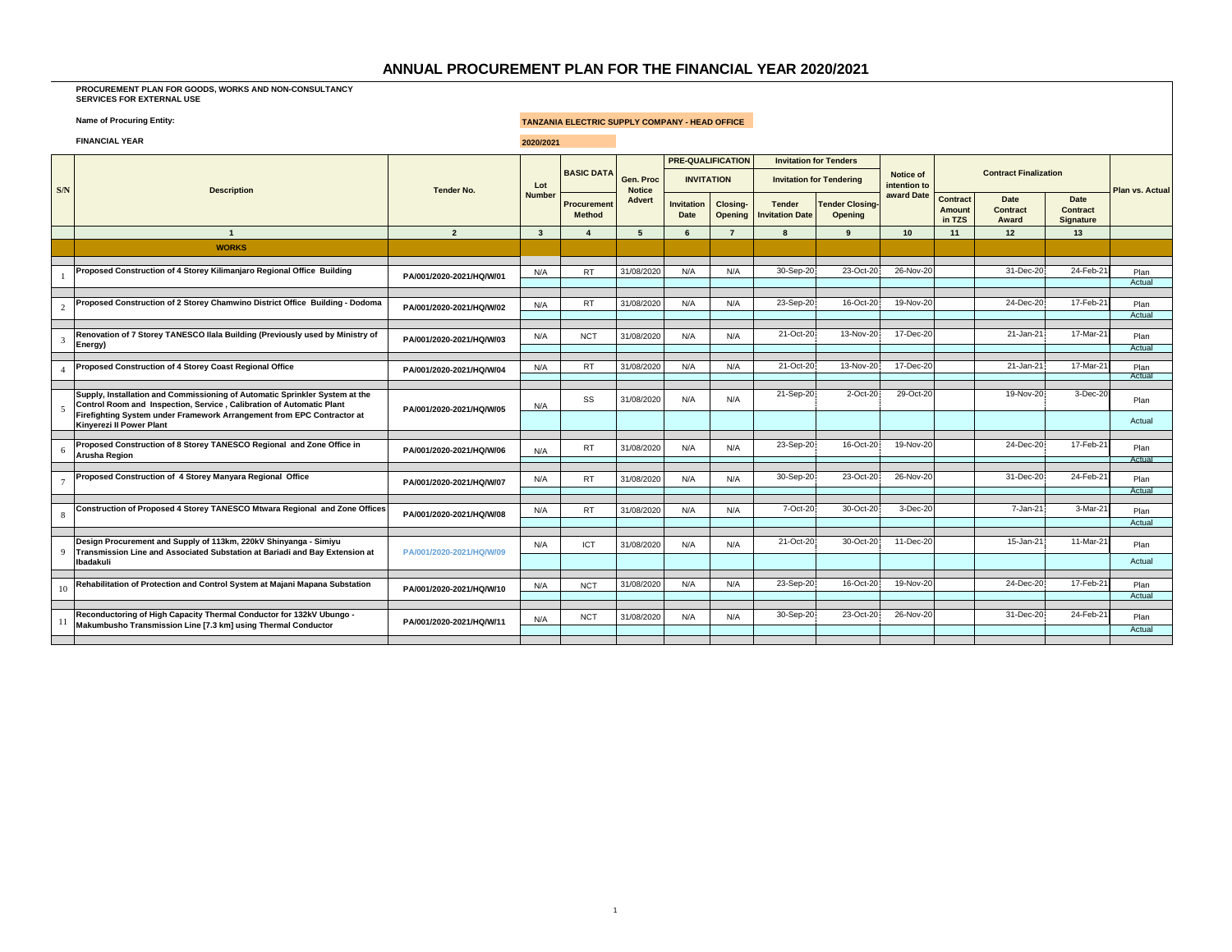# ANNUAL PROCUREMENT PLAN FOR THE FINANCIAL YEAR 2020/2021

**PROCUREMENT PLAN FOR GOODS, WORKS AND NON-CONSULTANCY SERVICES FOR EXTERNAL USE**

**Name of Procuring Entity:** TANZANIA ELECTRIC SUPPLY COMPANY - HEAD OFFICE

**FINANCIAL YEAR** 2020/2021

| S/N | Description | Tender No. | Lot Number | BASIC DATA | Gen. Proc Notice Advert | PRE-QUALIFICATION INVITATION | | Invitation for Tenders: Invitation for Tendering | | Notice of intention to award Date | Contract Finalization | | | Plan vs. Actual |
|---|---|---|---|---|---|---|---|---|---|---|---|---|---|---|
| | | | | Procurement Method | | Invitation Date | Closing-Opening | Tender Invitation Date | Tender Closing-Opening | | Contract Amount in TZS | Date Contract Award | Date Contract Signature | |
| | 1 | 2 | 3 | 4 | 5 | 6 | 7 | 8 | 9 | 10 | 11 | 12 | 13 | |
| | **WORKS** | | | | | | | | | | | | | |
| 1 | Proposed Construction of 4 Storey Kilimanjaro Regional Office Building | PA/001/2020-2021/HQ/W/01 | N/A | RT | 31/08/2020 | N/A | N/A | 30-Sep-20 | 23-Oct-20 | 26-Nov-20 | | 31-Dec-20 | 24-Feb-21 | Plan |
| | | | | | | | | | | | | | | Actual |
| 2 | Proposed Construction of 2 Storey Chamwino District Office Building - Dodoma | PA/001/2020-2021/HQ/W/02 | N/A | RT | 31/08/2020 | N/A | N/A | 23-Sep-20 | 16-Oct-20 | 19-Nov-20 | | 24-Dec-20 | 17-Feb-21 | Plan |
| | | | | | | | | | | | | | | Actual |
| 3 | Renovation of 7 Storey TANESCO Ilala Building (Previously used by Ministry of Energy) | PA/001/2020-2021/HQ/W/03 | N/A | NCT | 31/08/2020 | N/A | N/A | 21-Oct-20 | 13-Nov-20 | 17-Dec-20 | | 21-Jan-21 | 17-Mar-21 | Plan |
| | | | | | | | | | | | | | | Actual |
| 4 | Proposed Construction of 4 Storey Coast Regional Office | PA/001/2020-2021/HQ/W/04 | N/A | RT | 31/08/2020 | N/A | N/A | 21-Oct-20 | 13-Nov-20 | 17-Dec-20 | | 21-Jan-21 | 17-Mar-21 | Plan |
| | | | | | | | | | | | | | | Actual |
| 5 | Supply, Installation and Commissioning of Automatic Sprinkler System at the Control Room and Inspection, Service , Calibration of Automatic Plant Firefighting System under Framework Arrangement from EPC Contractor at Kinyerezi II Power Plant | PA/001/2020-2021/HQ/W/05 | N/A | SS | 31/08/2020 | N/A | N/A | 21-Sep-20 | 2-Oct-20 | 29-Oct-20 | | 19-Nov-20 | 3-Dec-20 | Plan |
| | | | | | | | | | | | | | | Actual |
| 6 | Proposed Construction of 8 Storey TANESCO Regional and Zone Office in Arusha Region | PA/001/2020-2021/HQ/W/06 | N/A | RT | 31/08/2020 | N/A | N/A | 23-Sep-20 | 16-Oct-20 | 19-Nov-20 | | 24-Dec-20 | 17-Feb-21 | Plan |
| | | | | | | | | | | | | | | Actual |
| 7 | Proposed Construction of 4 Storey Manyara Regional Office | PA/001/2020-2021/HQ/W/07 | N/A | RT | 31/08/2020 | N/A | N/A | 30-Sep-20 | 23-Oct-20 | 26-Nov-20 | | 31-Dec-20 | 24-Feb-21 | Plan |
| | | | | | | | | | | | | | | Actual |
| 8 | Construction of Proposed 4 Storey TANESCO Mtwara Regional and Zone Offices | PA/001/2020-2021/HQ/W/08 | N/A | RT | 31/08/2020 | N/A | N/A | 7-Oct-20 | 30-Oct-20 | 3-Dec-20 | | 7-Jan-21 | 3-Mar-21 | Plan |
| | | | | | | | | | | | | | | Actual |
| 9 | Design Procurement and Supply of 113km, 220kV Shinyanga - Simiyu Transmission Line and Associated Substation at Bariadi and Bay Extension at Ibadakuli | PA/001/2020-2021/HQ/W/09 | N/A | ICT | 31/08/2020 | N/A | N/A | 21-Oct-20 | 30-Oct-20 | 11-Dec-20 | | 15-Jan-21 | 11-Mar-21 | Plan |
| | | | | | | | | | | | | | | Actual |
| 10 | Rehabilitation of Protection and Control System at Majani Mapana Substation | PA/001/2020-2021/HQ/W/10 | N/A | NCT | 31/08/2020 | N/A | N/A | 23-Sep-20 | 16-Oct-20 | 19-Nov-20 | | 24-Dec-20 | 17-Feb-21 | Plan |
| | | | | | | | | | | | | | | Actual |
| 11 | Reconductoring of High Capacity Thermal Conductor for 132kV Ubungo - Makumbusho Transmission Line [7.3 km] using Thermal Conductor | PA/001/2020-2021/HQ/W/11 | N/A | NCT | 31/08/2020 | N/A | N/A | 30-Sep-20 | 23-Oct-20 | 26-Nov-20 | | 31-Dec-20 | 24-Feb-21 | Plan |
| | | | | | | | | | | | | | | Actual |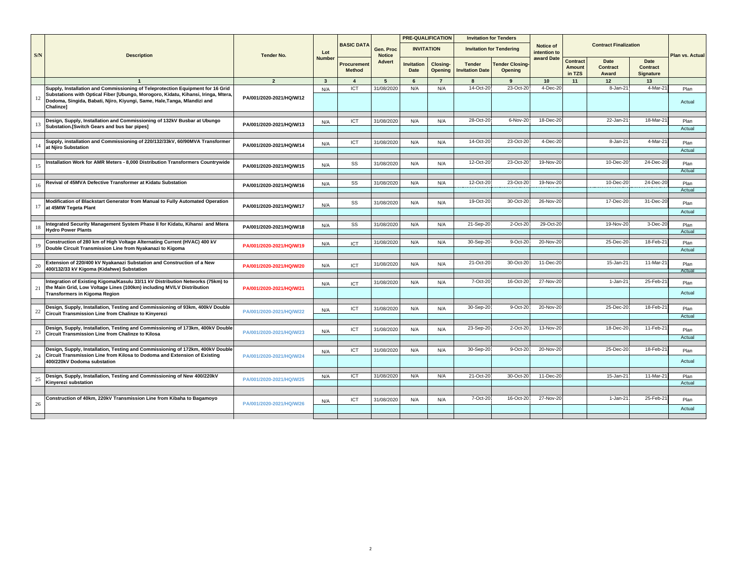| S/N | Description | Tender No. | Lot Number | BASIC DATA | Gen. Proc Notice Advert | PRE-QUALIFICATION | | Invitation for Tenders | | Notice of intention to award Date | Contract Finalization | | | Plan vs. Actual |
|---|---|---|---|---|---|---|---|---|---|---|---|---|---|---|
| | | | | | | INVITATION | | Invitation for Tendering | | | | | | |
| | | | | Procurement Method | | Invitation Date | Closing-Opening | Tender Invitation Date | Tender Closing-Opening | | Contract Amount in TZS | Date Contract Award | Date Contract Signature | |
| | 1 | 2 | 3 | 4 | 5 | 6 | 7 | 8 | 9 | 10 | 11 | 12 | 13 | |
| 12 | Supply, Installation and Commissioning of Teleprotection Equipment for 16 Grid Substations with Optical Fiber [Ubungo, Morogoro, Kidatu, Kihansi, Iringa, Mtera, Dodoma, Singida, Babati, Njiro, Kiyungi, Same, Hale,Tanga, Mlandizi and Chalinze] | PA/001/2020-2021/HQ/W/12 | N/A | ICT | 31/08/2020 | N/A | N/A | 14-Oct-20 | 23-Oct-20 | 4-Dec-20 | | 8-Jan-21 | 4-Mar-21 | Plan |
| | | | | | | | | | | | | | | Actual |
| 13 | Design, Supply, Installation and Commissioning of 132kV Busbar at Ubungo Substation.[Switch Gears and bus bar pipes] | PA/001/2020-2021/HQ/W/13 | N/A | ICT | 31/08/2020 | N/A | N/A | 28-Oct-20 | 6-Nov-20 | 18-Dec-20 | | 22-Jan-21 | 18-Mar-21 | Plan |
| | | | | | | | | | | | | | | Actual |
| 14 | Supply, installation and Commissioning of 220/132/33kV, 60/90MVA Transformer at Njiro Substation | PA/001/2020-2021/HQ/W/14 | N/A | ICT | 31/08/2020 | N/A | N/A | 14-Oct-20 | 23-Oct-20 | 4-Dec-20 | | 8-Jan-21 | 4-Mar-21 | Plan |
| | | | | | | | | | | | | | | Actual |
| 15 | Installation Work for AMR Meters - 8,000 Distribution Transformers Countrywide | PA/001/2020-2021/HQ/W/15 | N/A | SS | 31/08/2020 | N/A | N/A | 12-Oct-20 | 23-Oct-20 | 19-Nov-20 | | 10-Dec-20 | 24-Dec-20 | Plan |
| | | | | | | | | | | | | | | Actual |
| 16 | Revival of 45MVA Defective Transformer at Kidatu Substation | PA/001/2020-2021/HQ/W/16 | N/A | SS | 31/08/2020 | N/A | N/A | 12-Oct-20 | 23-Oct-20 | 19-Nov-20 | | 10-Dec-20 | 24-Dec-20 | Plan |
| | | | | | | | | | | | | | | Actual |
| 17 | Modification of Blackstart Generator from Manual to Fully Automated Operation at 45MW Tegeta Plant | PA/001/2020-2021/HQ/W/17 | N/A | SS | 31/08/2020 | N/A | N/A | 19-Oct-20 | 30-Oct-20 | 26-Nov-20 | | 17-Dec-20 | 31-Dec-20 | Plan |
| | | | | | | | | | | | | | | Actual |
| 18 | Integrated Security Management System Phase II for Kidatu, Kihansi and Mtera Hydro Power Plants | PA/001/2020-2021/HQ/W/18 | N/A | SS | 31/08/2020 | N/A | N/A | 21-Sep-20 | 2-Oct-20 | 29-Oct-20 | | 19-Nov-20 | 3-Dec-20 | Plan |
| | | | | | | | | | | | | | | Actual |
| 19 | Construction of 280 km of High Voltage Alternating Current (HVAC) 400 kV Double Circuit Transmission Line from Nyakanazi to Kigoma | PA/001/2020-2021/HQ/W/19 | N/A | ICT | 31/08/2020 | N/A | N/A | 30-Sep-20 | 9-Oct-20 | 20-Nov-20 | | 25-Dec-20 | 18-Feb-21 | Plan |
| | | | | | | | | | | | | | | Actual |
| 20 | Extension of 220/400 kV Nyakanazi Substation and Construction of a New 400/132/33 kV Kigoma (Kidahwe) Substation | PA/001/2020-2021/HQ/W/20 | N/A | ICT | 31/08/2020 | N/A | N/A | 21-Oct-20 | 30-Oct-20 | 11-Dec-20 | | 15-Jan-21 | 11-Mar-21 | Plan |
| | | | | | | | | | | | | | | Actual |
| 21 | Integration of Existing Kigoma/Kasulu 33/11 kV Distribution Networks (75km) to the Main Grid, Low Voltage Lines (100km) including MV/LV Distribution Transformers in Kigoma Region | PA/001/2020-2021/HQ/W/21 | N/A | ICT | 31/08/2020 | N/A | N/A | 7-Oct-20 | 16-Oct-20 | 27-Nov-20 | | 1-Jan-21 | 25-Feb-21 | Plan |
| | | | | | | | | | | | | | | Actual |
| 22 | Design, Supply, Installation, Testing and Commissioning of 93km, 400kV Double Circuit Transmission Line from Chalinze to Kinyerezi | PA/001/2020-2021/HQ/W/22 | N/A | ICT | 31/08/2020 | N/A | N/A | 30-Sep-20 | 9-Oct-20 | 20-Nov-20 | | 25-Dec-20 | 18-Feb-21 | Plan |
| | | | | | | | | | | | | | | Actual |
| 23 | Design, Supply, Installation, Testing and Commissioning of 173km, 400kV Double Circuit Transmission Line from Chalinze to Kilosa | PA/001/2020-2021/HQ/W/23 | N/A | ICT | 31/08/2020 | N/A | N/A | 23-Sep-20 | 2-Oct-20 | 13-Nov-20 | | 18-Dec-20 | 11-Feb-21 | Plan |
| | | | | | | | | | | | | | | Actual |
| 24 | Design, Supply, Installation, Testing and Commissioning of 172km, 400kV Double Circuit Transmission Line from Kilosa to Dodoma and Extension of Existing 400/220kV Dodoma substation | PA/001/2020-2021/HQ/W/24 | N/A | ICT | 31/08/2020 | N/A | N/A | 30-Sep-20 | 9-Oct-20 | 20-Nov-20 | | 25-Dec-20 | 18-Feb-21 | Plan |
| | | | | | | | | | | | | | | Actual |
| 25 | Design, Supply, Installation, Testing and Commissioning of New 400/220kV Kinyerezi substation | PA/001/2020-2021/HQ/W/25 | N/A | ICT | 31/08/2020 | N/A | N/A | 21-Oct-20 | 30-Oct-20 | 11-Dec-20 | | 15-Jan-21 | 11-Mar-21 | Plan |
| | | | | | | | | | | | | | | Actual |
| 26 | Construction of 40km, 220kV Transmission Line from Kibaha to Bagamoyo | PA/001/2020-2021/HQ/W/26 | N/A | ICT | 31/08/2020 | N/A | N/A | 7-Oct-20 | 16-Oct-20 | 27-Nov-20 | | 1-Jan-21 | 25-Feb-21 | Plan |
| | | | | | | | | | | | | | | Actual |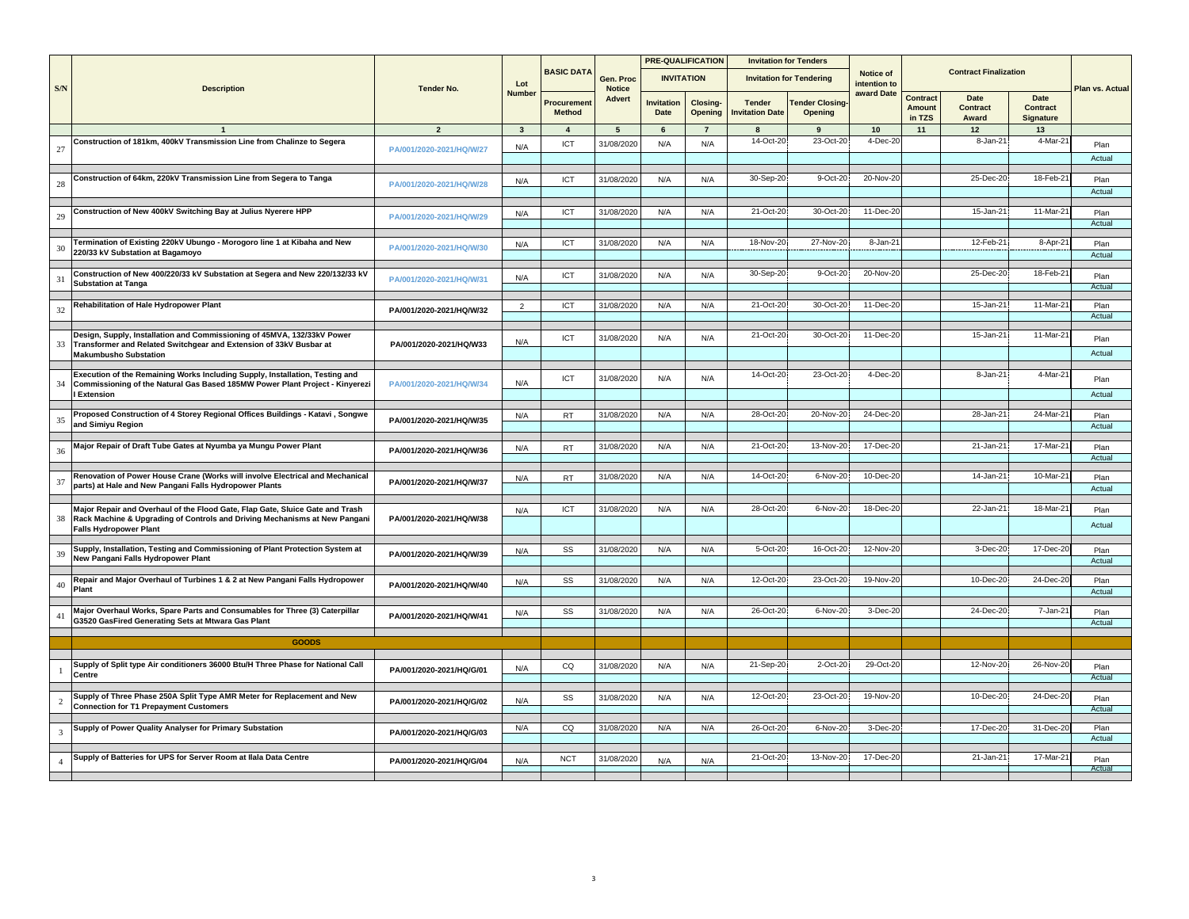| S/N | Description | Tender No. | Lot Number | BASIC DATA | Gen. Proc Notice Advert | PRE-QUALIFICATION | | Invitation for Tenders | | Notice of intention to award Date | Contract Finalization | | | Plan vs. Actual |
|---|---|---|---|---|---|---|---|---|---|---|---|---|---|---|
| | | | | | | INVITATION | | Invitation for Tendering | | | | | | |
| | | | | Procurement Method | | Invitation Date | Closing-Opening | Tender Invitation Date | Tender Closing-Opening | | Contract Amount in TZS | Date Contract Award | Date Contract Signature | |
| | 1 | 2 | 3 | 4 | 5 | 6 | 7 | 8 | 9 | 10 | 11 | 12 | 13 | |
| 27 | Construction of 181km, 400kV Transmission Line from Chalinze to Segera | PA/001/2020-2021/HQ/W/27 | N/A | ICT | 31/08/2020 | N/A | N/A | 14-Oct-20 | 23-Oct-20 | 4-Dec-20 | | 8-Jan-21 | 4-Mar-21 | Plan |
| | | | | | | | | | | | | | | Actual |
| 28 | Construction of 64km, 220kV Transmission Line from Segera to Tanga | PA/001/2020-2021/HQ/W/28 | N/A | ICT | 31/08/2020 | N/A | N/A | 30-Sep-20 | 9-Oct-20 | 20-Nov-20 | | 25-Dec-20 | 18-Feb-21 | Plan |
| | | | | | | | | | | | | | | Actual |
| 29 | Construction of New 400kV Switching Bay at Julius Nyerere HPP | PA/001/2020-2021/HQ/W/29 | N/A | ICT | 31/08/2020 | N/A | N/A | 21-Oct-20 | 30-Oct-20 | 11-Dec-20 | | 15-Jan-21 | 11-Mar-21 | Plan |
| | | | | | | | | | | | | | | Actual |
| 30 | Termination of Existing 220kV Ubungo - Morogoro line 1 at Kibaha and New 220/33 kV Substation at Bagamoyo | PA/001/2020-2021/HQ/W/30 | N/A | ICT | 31/08/2020 | N/A | N/A | 18-Nov-20 | 27-Nov-20 | 8-Jan-21 | | 12-Feb-21 | 8-Apr-21 | Plan |
| | | | | | | | | | | | | | | Actual |
| 31 | Construction of New 400/220/33 kV Substation at Segera and New 220/132/33 kV Substation at Tanga | PA/001/2020-2021/HQ/W/31 | N/A | ICT | 31/08/2020 | N/A | N/A | 30-Sep-20 | 9-Oct-20 | 20-Nov-20 | | 25-Dec-20 | 18-Feb-21 | Plan |
| | | | | | | | | | | | | | | Actual |
| 32 | Rehabilitation of Hale Hydropower Plant | PA/001/2020-2021/HQ/W/32 | 2 | ICT | 31/08/2020 | N/A | N/A | 21-Oct-20 | 30-Oct-20 | 11-Dec-20 | | 15-Jan-21 | 11-Mar-21 | Plan |
| | | | | | | | | | | | | | | Actual |
| 33 | Design, Supply, Installation and Commissioning of 45MVA, 132/33kV Power Transformer and Related Switchgear and Extension of 33kV Busbar at Makumbusho Substation | PA/001/2020-2021/HQ/W33 | N/A | ICT | 31/08/2020 | N/A | N/A | 21-Oct-20 | 30-Oct-20 | 11-Dec-20 | | 15-Jan-21 | 11-Mar-21 | Plan |
| | | | | | | | | | | | | | | Actual |
| 34 | Execution of the Remaining Works Including Supply, Installation, Testing and Commissioning of the Natural Gas Based 185MW Power Plant Project - Kinyerezi I Extension | PA/001/2020-2021/HQ/W/34 | N/A | ICT | 31/08/2020 | N/A | N/A | 14-Oct-20 | 23-Oct-20 | 4-Dec-20 | | 8-Jan-21 | 4-Mar-21 | Plan |
| | | | | | | | | | | | | | | Actual |
| 35 | Proposed Construction of 4 Storey Regional Offices Buildings - Katavi , Songwe and Simiyu Region | PA/001/2020-2021/HQ/W/35 | N/A | RT | 31/08/2020 | N/A | N/A | 28-Oct-20 | 20-Nov-20 | 24-Dec-20 | | 28-Jan-21 | 24-Mar-21 | Plan |
| | | | | | | | | | | | | | | Actual |
| 36 | Major Repair of Draft Tube Gates at Nyumba ya Mungu Power Plant | PA/001/2020-2021/HQ/W/36 | N/A | RT | 31/08/2020 | N/A | N/A | 21-Oct-20 | 13-Nov-20 | 17-Dec-20 | | 21-Jan-21 | 17-Mar-21 | Plan |
| | | | | | | | | | | | | | | Actual |
| 37 | Renovation of Power House Crane (Works will involve Electrical and Mechanical parts) at Hale and New Pangani Falls Hydropower Plants | PA/001/2020-2021/HQ/W/37 | N/A | RT | 31/08/2020 | N/A | N/A | 14-Oct-20 | 6-Nov-20 | 10-Dec-20 | | 14-Jan-21 | 10-Mar-21 | Plan |
| | | | | | | | | | | | | | | Actual |
| 38 | Major Repair and Overhaul of the Flood Gate, Flap Gate, Sluice Gate and Trash Rack Machine & Upgrading of Controls and Driving Mechanisms at New Pangani Falls Hydropower Plant | PA/001/2020-2021/HQ/W/38 | N/A | ICT | 31/08/2020 | N/A | N/A | 28-Oct-20 | 6-Nov-20 | 18-Dec-20 | | 22-Jan-21 | 18-Mar-21 | Plan |
| | | | | | | | | | | | | | | Actual |
| 39 | Supply, Installation, Testing and Commissioning of Plant Protection System at New Pangani Falls Hydropower Plant | PA/001/2020-2021/HQ/W/39 | N/A | SS | 31/08/2020 | N/A | N/A | 5-Oct-20 | 16-Oct-20 | 12-Nov-20 | | 3-Dec-20 | 17-Dec-20 | Plan |
| | | | | | | | | | | | | | | Actual |
| 40 | Repair and Major Overhaul of Turbines 1 & 2 at New Pangani Falls Hydropower Plant | PA/001/2020-2021/HQ/W/40 | N/A | SS | 31/08/2020 | N/A | N/A | 12-Oct-20 | 23-Oct-20 | 19-Nov-20 | | 10-Dec-20 | 24-Dec-20 | Plan |
| | | | | | | | | | | | | | | Actual |
| 41 | Major Overhaul Works, Spare Parts and Consumables for Three (3) Caterpillar G3520 GasFired Generating Sets at Mtwara Gas Plant | PA/001/2020-2021/HQ/W/41 | N/A | SS | 31/08/2020 | N/A | N/A | 26-Oct-20 | 6-Nov-20 | 3-Dec-20 | | 24-Dec-20 | 7-Jan-21 | Plan |
| | | | | | | | | | | | | | | Actual |
| | **GOODS** | | | | | | | | | | | | | |
| 1 | Supply of Split type Air conditioners 36000 Btu/H Three Phase for National Call Centre | PA/001/2020-2021/HQ/G/01 | N/A | CQ | 31/08/2020 | N/A | N/A | 21-Sep-20 | 2-Oct-20 | 29-Oct-20 | | 12-Nov-20 | 26-Nov-20 | Plan |
| | | | | | | | | | | | | | | Actual |
| 2 | Supply of Three Phase 250A Split Type AMR Meter for Replacement and New Connection for T1 Prepayment Customers | PA/001/2020-2021/HQ/G/02 | N/A | SS | 31/08/2020 | N/A | N/A | 12-Oct-20 | 23-Oct-20 | 19-Nov-20 | | 10-Dec-20 | 24-Dec-20 | Plan |
| | | | | | | | | | | | | | | Actual |
| 3 | Supply of Power Quality Analyser for Primary Substation | PA/001/2020-2021/HQ/G/03 | N/A | CQ | 31/08/2020 | N/A | N/A | 26-Oct-20 | 6-Nov-20 | 3-Dec-20 | | 17-Dec-20 | 31-Dec-20 | Plan |
| | | | | | | | | | | | | | | Actual |
| 4 | Supply of Batteries for UPS for Server Room at Ilala Data Centre | PA/001/2020-2021/HQ/G/04 | N/A | NCT | 31/08/2020 | N/A | N/A | 21-Oct-20 | 13-Nov-20 | 17-Dec-20 | | 21-Jan-21 | 17-Mar-21 | Plan |
| | | | | | | | | | | | | | | Actual |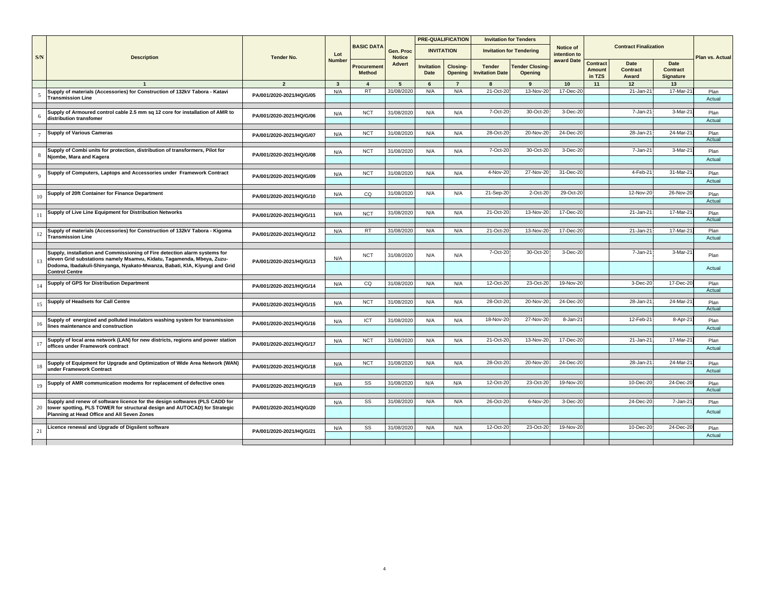| S/N | Description | Tender No. | Lot Number | BASIC DATA | Gen. Proc Notice | PRE-QUALIFICATION | | Invitation for Tenders | | Notice of intention to award Date | Contract Finalization | | | Plan vs. Actual |
|---|---|---|---|---|---|---|---|---|---|---|---|---|---|---|
| | | | | | | INVITATION | | Invitation for Tendering | | | | | | |
| | | | | Procurement Method | Advert | Invitation Date | Closing-Opening | Tender Invitation Date | Tender Closing-Opening | | Contract Amount in TZS | Date Contract Award | Date Contract Signature | |
| | 1 | 2 | 3 | 4 | 5 | 6 | 7 | 8 | 9 | 10 | 11 | 12 | 13 | |
| 5 | Supply of materials (Accessories) for Construction of 132kV Tabora - Katavi Transmission Line | PA/001/2020-2021/HQ/G/05 | N/A | RT | 31/08/2020 | N/A | N/A | 21-Oct-20 | 13-Nov-20 | 17-Dec-20 | | 21-Jan-21 | 17-Mar-21 | Plan |
| | | | | | | | | | | | | | | Actual |
| 6 | Supply of Armoured control cable 2.5 mm sq 12 core for installation of AMR to distribution transfomer | PA/001/2020-2021/HQ/G/06 | N/A | NCT | 31/08/2020 | N/A | N/A | 7-Oct-20 | 30-Oct-20 | 3-Dec-20 | | 7-Jan-21 | 3-Mar-21 | Plan |
| | | | | | | | | | | | | | | Actual |
| 7 | Supply of Various Cameras | PA/001/2020-2021/HQ/G/07 | N/A | NCT | 31/08/2020 | N/A | N/A | 28-Oct-20 | 20-Nov-20 | 24-Dec-20 | | 28-Jan-21 | 24-Mar-21 | Plan |
| | | | | | | | | | | | | | | Actual |
| 8 | Supply of Combi units for protection, distribution of transformers, Pilot for Njombe, Mara and Kagera | PA/001/2020-2021/HQ/G/08 | N/A | NCT | 31/08/2020 | N/A | N/A | 7-Oct-20 | 30-Oct-20 | 3-Dec-20 | | 7-Jan-21 | 3-Mar-21 | Plan |
| | | | | | | | | | | | | | | Actual |
| 9 | Supply of Computers, Laptops and Accessories under Framework Contract | PA/001/2020-2021/HQ/G/09 | N/A | NCT | 31/08/2020 | N/A | N/A | 4-Nov-20 | 27-Nov-20 | 31-Dec-20 | | 4-Feb-21 | 31-Mar-21 | Plan |
| | | | | | | | | | | | | | | Actual |
| 10 | Supply of 20ft Container for Finance Department | PA/001/2020-2021/HQ/G/10 | N/A | CQ | 31/08/2020 | N/A | N/A | 21-Sep-20 | 2-Oct-20 | 29-Oct-20 | | 12-Nov-20 | 26-Nov-20 | Plan |
| | | | | | | | | | | | | | | Actual |
| 11 | Supply of Live Line Equipment for Distribution Networks | PA/001/2020-2021/HQ/G/11 | N/A | NCT | 31/08/2020 | N/A | N/A | 21-Oct-20 | 13-Nov-20 | 17-Dec-20 | | 21-Jan-21 | 17-Mar-21 | Plan |
| | | | | | | | | | | | | | | Actual |
| 12 | Supply of materials (Accessories) for Construction of 132kV Tabora - Kigoma Transmission Line | PA/001/2020-2021/HQ/G/12 | N/A | RT | 31/08/2020 | N/A | N/A | 21-Oct-20 | 13-Nov-20 | 17-Dec-20 | | 21-Jan-21 | 17-Mar-21 | Plan |
| | | | | | | | | | | | | | | Actual |
| 13 | Supply, installation and Commissioning of Fire detection alarm systems for eleven Grid substations namely Msamvu, Kidatu, Tagamenda, Mbeya, Zuzu-Dodoma, Ibadakuli-Shinyanga, Nyakato-Mwanza, Babati, KIA, Kiyungi and Grid Control Centre | PA/001/2020-2021/HQ/G/13 | N/A | NCT | 31/08/2020 | N/A | N/A | 7-Oct-20 | 30-Oct-20 | 3-Dec-20 | | 7-Jan-21 | 3-Mar-21 | Plan |
| | | | | | | | | | | | | | | Actual |
| 14 | Supply of GPS for Distribution Department | PA/001/2020-2021/HQ/G/14 | N/A | CQ | 31/08/2020 | N/A | N/A | 12-Oct-20 | 23-Oct-20 | 19-Nov-20 | | 3-Dec-20 | 17-Dec-20 | Plan |
| | | | | | | | | | | | | | | Actual |
| 15 | Supply of Headsets for Call Centre | PA/001/2020-2021/HQ/G/15 | N/A | NCT | 31/08/2020 | N/A | N/A | 28-Oct-20 | 20-Nov-20 | 24-Dec-20 | | 28-Jan-21 | 24-Mar-21 | Plan |
| | | | | | | | | | | | | | | Actual |
| 16 | Supply of energized and polluted insulators washing system for transmission lines maintenance and construction | PA/001/2020-2021/HQ/G/16 | N/A | ICT | 31/08/2020 | N/A | N/A | 18-Nov-20 | 27-Nov-20 | 8-Jan-21 | | 12-Feb-21 | 8-Apr-21 | Plan |
| | | | | | | | | | | | | | | Actual |
| 17 | Supply of local area network (LAN) for new districts, regions and power station offices under Framework contract | PA/001/2020-2021/HQ/G/17 | N/A | NCT | 31/08/2020 | N/A | N/A | 21-Oct-20 | 13-Nov-20 | 17-Dec-20 | | 21-Jan-21 | 17-Mar-21 | Plan |
| | | | | | | | | | | | | | | Actual |
| 18 | Supply of Equipment for Upgrade and Optimization of Wide Area Network (WAN) under Framework Contract | PA/001/2020-2021/HQ/G/18 | N/A | NCT | 31/08/2020 | N/A | N/A | 28-Oct-20 | 20-Nov-20 | 24-Dec-20 | | 28-Jan-21 | 24-Mar-21 | Plan |
| | | | | | | | | | | | | | | Actual |
| 19 | Supply of AMR communication modems for replacement of defective ones | PA/001/2020-2021/HQ/G/19 | N/A | SS | 31/08/2020 | N/A | N/A | 12-Oct-20 | 23-Oct-20 | 19-Nov-20 | | 10-Dec-20 | 24-Dec-20 | Plan |
| | | | | | | | | | | | | | | Actual |
| 20 | Supply and renew of software licence for the design softwares (PLS CADD for tower spotting, PLS TOWER for structural design and AUTOCAD) for Strategic Planning at Head Office and All Seven Zones | PA/001/2020-2021/HQ/G/20 | N/A | SS | 31/08/2020 | N/A | N/A | 26-Oct-20 | 6-Nov-20 | 3-Dec-20 | | 24-Dec-20 | 7-Jan-21 | Plan |
| | | | | | | | | | | | | | | Actual |
| 21 | Licence renewal and Upgrade of Digsilent software | PA/001/2020-2021/HQ/G/21 | N/A | SS | 31/08/2020 | N/A | N/A | 12-Oct-20 | 23-Oct-20 | 19-Nov-20 | | 10-Dec-20 | 24-Dec-20 | Plan |
| | | | | | | | | | | | | | | Actual |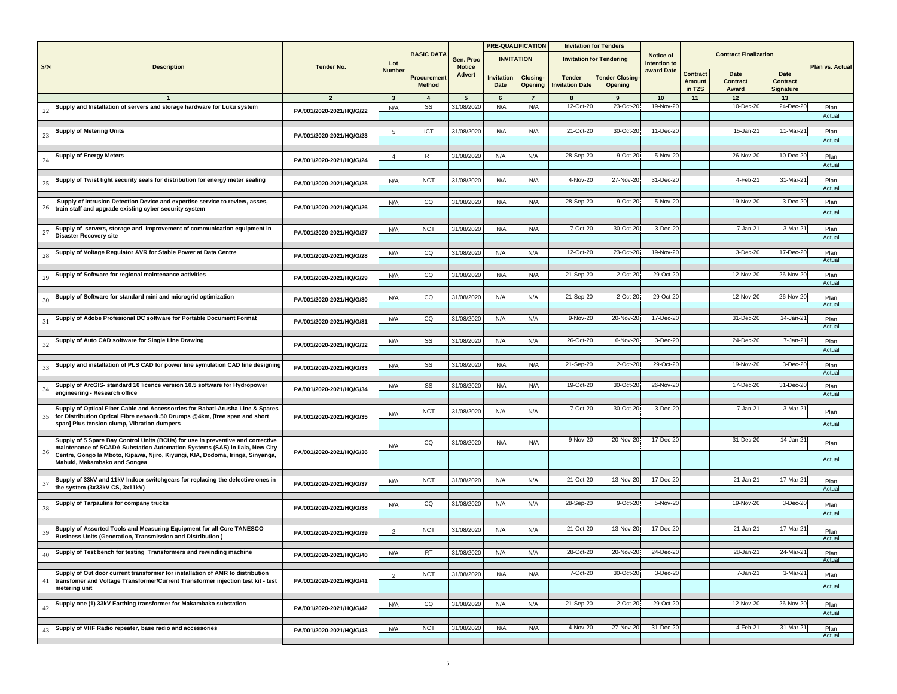| S/N | Description | Tender No. | Lot Number | BASIC DATA | Gen. Proc Notice | PRE-QUALIFICATION | | Invitation for Tenders | | Notice of intention to award Date | Contract Finalization | | | Plan vs. Actual |
|---|---|---|---|---|---|---|---|---|---|---|---|---|---|---|
| | | | | | | INVITATION | | Invitation for Tendering | | | | | | |
| | | | | Procurement Method | Advert | Invitation Date | Closing-Opening | Tender Invitation Date | Tender Closing-Opening | | Contract Amount in TZS | Date Contract Award | Date Contract Signature | |
| | 1 | 2 | 3 | 4 | 5 | 6 | 7 | 8 | 9 | 10 | 11 | 12 | 13 | |
| 22 | Supply and Installation of servers and storage hardware for Luku system | PA/001/2020-2021/HQ/G/22 | N/A | SS | 31/08/2020 | N/A | N/A | 12-Oct-20 | 23-Oct-20 | 19-Nov-20 | | 10-Dec-20 | 24-Dec-20 | Plan |
| | | | | | | | | | | | | | | Actual |
| 23 | Supply of Metering Units | PA/001/2020-2021/HQ/G/23 | 5 | ICT | 31/08/2020 | N/A | N/A | 21-Oct-20 | 30-Oct-20 | 11-Dec-20 | | 15-Jan-21 | 11-Mar-21 | Plan |
| | | | | | | | | | | | | | | Actual |
| 24 | Supply of Energy Meters | PA/001/2020-2021/HQ/G/24 | 4 | RT | 31/08/2020 | N/A | N/A | 28-Sep-20 | 9-Oct-20 | 5-Nov-20 | | 26-Nov-20 | 10-Dec-20 | Plan |
| | | | | | | | | | | | | | | Actual |
| 25 | Supply of Twist tight security seals for distribution for energy meter sealing | PA/001/2020-2021/HQ/G/25 | N/A | NCT | 31/08/2020 | N/A | N/A | 4-Nov-20 | 27-Nov-20 | 31-Dec-20 | | 4-Feb-21 | 31-Mar-21 | Plan |
| | | | | | | | | | | | | | | Actual |
| 26 | Supply of Intrusion Detection Device and expertise service to review, asses, train staff and upgrade existing cyber security system | PA/001/2020-2021/HQ/G/26 | N/A | CQ | 31/08/2020 | N/A | N/A | 28-Sep-20 | 9-Oct-20 | 5-Nov-20 | | 19-Nov-20 | 3-Dec-20 | Plan |
| | | | | | | | | | | | | | | Actual |
| 27 | Supply of servers, storage and improvement of communication equipment in Disaster Recovery site | PA/001/2020-2021/HQ/G/27 | N/A | NCT | 31/08/2020 | N/A | N/A | 7-Oct-20 | 30-Oct-20 | 3-Dec-20 | | 7-Jan-21 | 3-Mar-21 | Plan |
| | | | | | | | | | | | | | | Actual |
| 28 | Supply of Voltage Regulator AVR for Stable Power at Data Centre | PA/001/2020-2021/HQ/G/28 | N/A | CQ | 31/08/2020 | N/A | N/A | 12-Oct-20 | 23-Oct-20 | 19-Nov-20 | | 3-Dec-20 | 17-Dec-20 | Plan |
| | | | | | | | | | | | | | | Actual |
| 29 | Supply of Software for regional maintenance activities | PA/001/2020-2021/HQ/G/29 | N/A | CQ | 31/08/2020 | N/A | N/A | 21-Sep-20 | 2-Oct-20 | 29-Oct-20 | | 12-Nov-20 | 26-Nov-20 | Plan |
| | | | | | | | | | | | | | | Actual |
| 30 | Supply of Software for standard mini and microgrid optimization | PA/001/2020-2021/HQ/G/30 | N/A | CQ | 31/08/2020 | N/A | N/A | 21-Sep-20 | 2-Oct-20 | 29-Oct-20 | | 12-Nov-20 | 26-Nov-20 | Plan |
| | | | | | | | | | | | | | | Actual |
| 31 | Supply of Adobe Profesional DC software for Portable Document Format | PA/001/2020-2021/HQ/G/31 | N/A | CQ | 31/08/2020 | N/A | N/A | 9-Nov-20 | 20-Nov-20 | 17-Dec-20 | | 31-Dec-20 | 14-Jan-21 | Plan |
| | | | | | | | | | | | | | | Actual |
| 32 | Supply of Auto CAD software for Single Line Drawing | PA/001/2020-2021/HQ/G/32 | N/A | SS | 31/08/2020 | N/A | N/A | 26-Oct-20 | 6-Nov-20 | 3-Dec-20 | | 24-Dec-20 | 7-Jan-21 | Plan |
| | | | | | | | | | | | | | | Actual |
| 33 | Supply and installation of PLS CAD for power line symulation CAD line designing | PA/001/2020-2021/HQ/G/33 | N/A | SS | 31/08/2020 | N/A | N/A | 21-Sep-20 | 2-Oct-20 | 29-Oct-20 | | 19-Nov-20 | 3-Dec-20 | Plan |
| | | | | | | | | | | | | | | Actual |
| 34 | Supply of ArcGIS- standard 10 licence version 10.5 software for Hydropower engineering - Research office | PA/001/2020-2021/HQ/G/34 | N/A | SS | 31/08/2020 | N/A | N/A | 19-Oct-20 | 30-Oct-20 | 26-Nov-20 | | 17-Dec-20 | 31-Dec-20 | Plan |
| | | | | | | | | | | | | | | Actual |
| 35 | Supply of Optical Fiber Cable and Accessorries for Babati-Arusha Line & Spares for Distribution Optical Fibre network.50 Drumps @4km, [free span and short span] Plus tension clump, Vibration dumpers | PA/001/2020-2021/HQ/G/35 | N/A | NCT | 31/08/2020 | N/A | N/A | 7-Oct-20 | 30-Oct-20 | 3-Dec-20 | | 7-Jan-21 | 3-Mar-21 | Plan |
| | | | | | | | | | | | | | | Actual |
| 36 | Supply of 5 Spare Bay Control Units (BCUs) for use in preventive and corrective maintenance of SCADA Substation Automation Systems (SAS) in Ilala, New City Centre, Gongo la Mboto, Kipawa, Njiro, Kiyungi, KIA, Dodoma, Iringa, Sinyanga, Mabuki, Makambako and Songea | PA/001/2020-2021/HQ/G/36 | N/A | CQ | 31/08/2020 | N/A | N/A | 9-Nov-20 | 20-Nov-20 | 17-Dec-20 | | 31-Dec-20 | 14-Jan-21 | Plan |
| | | | | | | | | | | | | | | Actual |
| 37 | Supply of 33kV and 11kV Indoor switchgears for replacing the defective ones in the system (3x33kV CS, 3x11kV) | PA/001/2020-2021/HQ/G/37 | N/A | NCT | 31/08/2020 | N/A | N/A | 21-Oct-20 | 13-Nov-20 | 17-Dec-20 | | 21-Jan-21 | 17-Mar-21 | Plan |
| | | | | | | | | | | | | | | Actual |
| 38 | Supply of Tarpaulins for company trucks | PA/001/2020-2021/HQ/G/38 | N/A | CQ | 31/08/2020 | N/A | N/A | 28-Sep-20 | 9-Oct-20 | 5-Nov-20 | | 19-Nov-20 | 3-Dec-20 | Plan |
| | | | | | | | | | | | | | | Actual |
| 39 | Supply of Assorted Tools and Measuring Equipment for all Core TANESCO Business Units (Generation, Transmission and Distribution ) | PA/001/2020-2021/HQ/G/39 | 2 | NCT | 31/08/2020 | N/A | N/A | 21-Oct-20 | 13-Nov-20 | 17-Dec-20 | | 21-Jan-21 | 17-Mar-21 | Plan |
| | | | | | | | | | | | | | | Actual |
| 40 | Supply of Test bench for testing Transformers and rewinding machine | PA/001/2020-2021/HQ/G/40 | N/A | RT | 31/08/2020 | N/A | N/A | 28-Oct-20 | 20-Nov-20 | 24-Dec-20 | | 28-Jan-21 | 24-Mar-21 | Plan |
| | | | | | | | | | | | | | | Actual |
| 41 | Supply of Out door current transformer for installation of AMR to distribution transfomer and Voltage Transformer/Current Transformer injection test kit - test metering unit | PA/001/2020-2021/HQ/G/41 | 2 | NCT | 31/08/2020 | N/A | N/A | 7-Oct-20 | 30-Oct-20 | 3-Dec-20 | | 7-Jan-21 | 3-Mar-21 | Plan |
| | | | | | | | | | | | | | | Actual |
| 42 | Supply one (1) 33kV Earthing transformer for Makambako substation | PA/001/2020-2021/HQ/G/42 | N/A | CQ | 31/08/2020 | N/A | N/A | 21-Sep-20 | 2-Oct-20 | 29-Oct-20 | | 12-Nov-20 | 26-Nov-20 | Plan |
| | | | | | | | | | | | | | | Actual |
| 43 | Supply of VHF Radio repeater, base radio and accessories | PA/001/2020-2021/HQ/G/43 | N/A | NCT | 31/08/2020 | N/A | N/A | 4-Nov-20 | 27-Nov-20 | 31-Dec-20 | | 4-Feb-21 | 31-Mar-21 | Plan |
| | | | | | | | | | | | | | | Actual |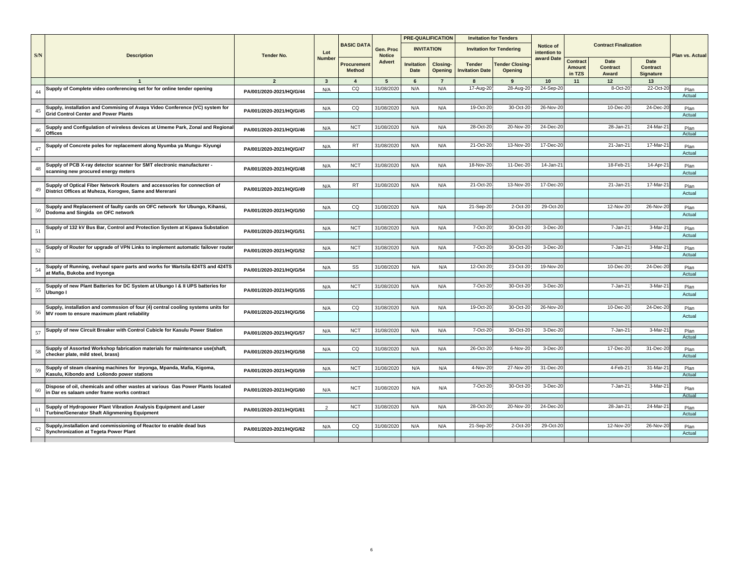| S/N | Description | Tender No. | Lot Number | BASIC DATA | Gen. Proc Notice Advert | PRE-QUALIFICATION | | Invitation for Tenders | | Notice of intention to award Date | Contract Finalization | | | Plan vs. Actual |
|---|---|---|---|---|---|---|---|---|---|---|---|---|---|---|
| | | | | | | INVITATION | | Invitation for Tendering | | | | | | |
| | | | | Procurement Method | | Invitation Date | Closing-Opening | Tender Invitation Date | Tender Closing-Opening | | Contract Amount in TZS | Date Contract Award | Date Contract Signature | |
| | 1 | 2 | 3 | 4 | 5 | 6 | 7 | 8 | 9 | 10 | 11 | 12 | 13 | |
| 44 | Supply of Complete video conferencing set for for online tender opening | PA/001/2020-2021/HQ/G/44 | N/A | CQ | 31/08/2020 | N/A | N/A | 17-Aug-20 | 28-Aug-20 | 24-Sep-20 | | 8-Oct-20 | 22-Oct-20 | Plan |
| | | | | | | | | | | | | | | Actual |
| 45 | Supply, installation and Commising of Avaya Video Conference (VC) system for Grid Control Center and Power Plants | PA/001/2020-2021/HQ/G/45 | N/A | CQ | 31/08/2020 | N/A | N/A | 19-Oct-20 | 30-Oct-20 | 26-Nov-20 | | 10-Dec-20 | 24-Dec-20 | Plan |
| | | | | | | | | | | | | | | Actual |
| 46 | Supply and Configulation of wireless devices at Umeme Park, Zonal and Regional Offices | PA/001/2020-2021/HQ/G/46 | N/A | NCT | 31/08/2020 | N/A | N/A | 28-Oct-20 | 20-Nov-20 | 24-Dec-20 | | 28-Jan-21 | 24-Mar-21 | Plan |
| | | | | | | | | | | | | | | Actual |
| 47 | Supply of Concrete poles for replacement along Nyumba ya Mungu- Kiyungi | PA/001/2020-2021/HQ/G/47 | N/A | RT | 31/08/2020 | N/A | N/A | 21-Oct-20 | 13-Nov-20 | 17-Dec-20 | | 21-Jan-21 | 17-Mar-21 | Plan |
| | | | | | | | | | | | | | | Actual |
| 48 | Supply of PCB X-ray detector scanner for SMT electronic manufacturer - scanning new procured energy meters | PA/001/2020-2021/HQ/G/48 | N/A | NCT | 31/08/2020 | N/A | N/A | 18-Nov-20 | 11-Dec-20 | 14-Jan-21 | | 18-Feb-21 | 14-Apr-21 | Plan |
| | | | | | | | | | | | | | | Actual |
| 49 | Supply of Optical Fiber Network Routers and accessories for connection of District Offices at Muheza, Korogwe, Same and Mererani | PA/001/2020-2021/HQ/G/49 | N/A | RT | 31/08/2020 | N/A | N/A | 21-Oct-20 | 13-Nov-20 | 17-Dec-20 | | 21-Jan-21 | 17-Mar-21 | Plan |
| | | | | | | | | | | | | | | Actual |
| 50 | Supply and Replacement of faulty cards on OFC network for Ubungo, Kihansi, Dodoma and Singida on OFC network | PA/001/2020-2021/HQ/G/50 | N/A | CQ | 31/08/2020 | N/A | N/A | 21-Sep-20 | 2-Oct-20 | 29-Oct-20 | | 12-Nov-20 | 26-Nov-20 | Plan |
| | | | | | | | | | | | | | | Actual |
| 51 | Supply of 132 kV Bus Bar, Control and Protection System at Kipawa Substation | PA/001/2020-2021/HQ/G/51 | N/A | NCT | 31/08/2020 | N/A | N/A | 7-Oct-20 | 30-Oct-20 | 3-Dec-20 | | 7-Jan-21 | 3-Mar-21 | Plan |
| | | | | | | | | | | | | | | Actual |
| 52 | Supply of Router for upgrade of VPN Links to implement automatic failover router | PA/001/2020-2021/HQ/G/52 | N/A | NCT | 31/08/2020 | N/A | N/A | 7-Oct-20 | 30-Oct-20 | 3-Dec-20 | | 7-Jan-21 | 3-Mar-21 | Plan |
| | | | | | | | | | | | | | | Actual |
| 54 | Supply of Running, ovehaul spare parts and works for Wartsila 624TS and 424TS at Mafia, Bukoba and Inyonga | PA/001/2020-2021/HQ/G/54 | N/A | SS | 31/08/2020 | N/A | N/A | 12-Oct-20 | 23-Oct-20 | 19-Nov-20 | | 10-Dec-20 | 24-Dec-20 | Plan |
| | | | | | | | | | | | | | | Actual |
| 55 | Supply of new Plant Batteries for DC System at Ubungo I & II UPS batteries for Ubungo I | PA/001/2020-2021/HQ/G/55 | N/A | NCT | 31/08/2020 | N/A | N/A | 7-Oct-20 | 30-Oct-20 | 3-Dec-20 | | 7-Jan-21 | 3-Mar-21 | Plan |
| | | | | | | | | | | | | | | Actual |
| 56 | Supply, installation and commssion of four (4) central cooling systems units for MV room to ensure maximum plant reliability | PA/001/2020-2021/HQ/G/56 | N/A | CQ | 31/08/2020 | N/A | N/A | 19-Oct-20 | 30-Oct-20 | 26-Nov-20 | | 10-Dec-20 | 24-Dec-20 | Plan |
| | | | | | | | | | | | | | | Actual |
| 57 | Supply of new Circuit Breaker with Control Cubicle for Kasulu Power Station | PA/001/2020-2021/HQ/G/57 | N/A | NCT | 31/08/2020 | N/A | N/A | 7-Oct-20 | 30-Oct-20 | 3-Dec-20 | | 7-Jan-21 | 3-Mar-21 | Plan |
| | | | | | | | | | | | | | | Actual |
| 58 | Supply of Assorted Workshop fabrication materials for maintenance use(shaft, checker plate, mild steel, brass) | PA/001/2020-2021/HQ/G/58 | N/A | CQ | 31/08/2020 | N/A | N/A | 26-Oct-20 | 6-Nov-20 | 3-Dec-20 | | 17-Dec-20 | 31-Dec-20 | Plan |
| | | | | | | | | | | | | | | Actual |
| 59 | Supply of steam cleaning machines for Inyonga, Mpanda, Mafia, Kigoma, Kasulu, Kibondo and Loliondo power stations | PA/001/2020-2021/HQ/G/59 | N/A | NCT | 31/08/2020 | N/A | N/A | 4-Nov-20 | 27-Nov-20 | 31-Dec-20 | | 4-Feb-21 | 31-Mar-21 | Plan |
| | | | | | | | | | | | | | | Actual |
| 60 | Dispose of oil, chemicals and other wastes at various Gas Power Plants located in Dar es salaam under frame works contract | PA/001/2020-2021/HQ/G/60 | N/A | NCT | 31/08/2020 | N/A | N/A | 7-Oct-20 | 30-Oct-20 | 3-Dec-20 | | 7-Jan-21 | 3-Mar-21 | Plan |
| | | | | | | | | | | | | | | Actual |
| 61 | Supply of Hydropower Plant Vibration Analysis Equipment and Laser Turbine/Generator Shaft Alignmening Equipment | PA/001/2020-2021/HQ/G/61 | 2 | NCT | 31/08/2020 | N/A | N/A | 28-Oct-20 | 20-Nov-20 | 24-Dec-20 | | 28-Jan-21 | 24-Mar-21 | Plan |
| | | | | | | | | | | | | | | Actual |
| 62 | Supply,installation and commissioning of Reactor to enable dead bus Synchronization at Tegeta Power Plant | PA/001/2020-2021/HQ/G/62 | N/A | CQ | 31/08/2020 | N/A | N/A | 21-Sep-20 | 2-Oct-20 | 29-Oct-20 | | 12-Nov-20 | 26-Nov-20 | Plan |
| | | | | | | | | | | | | | | Actual |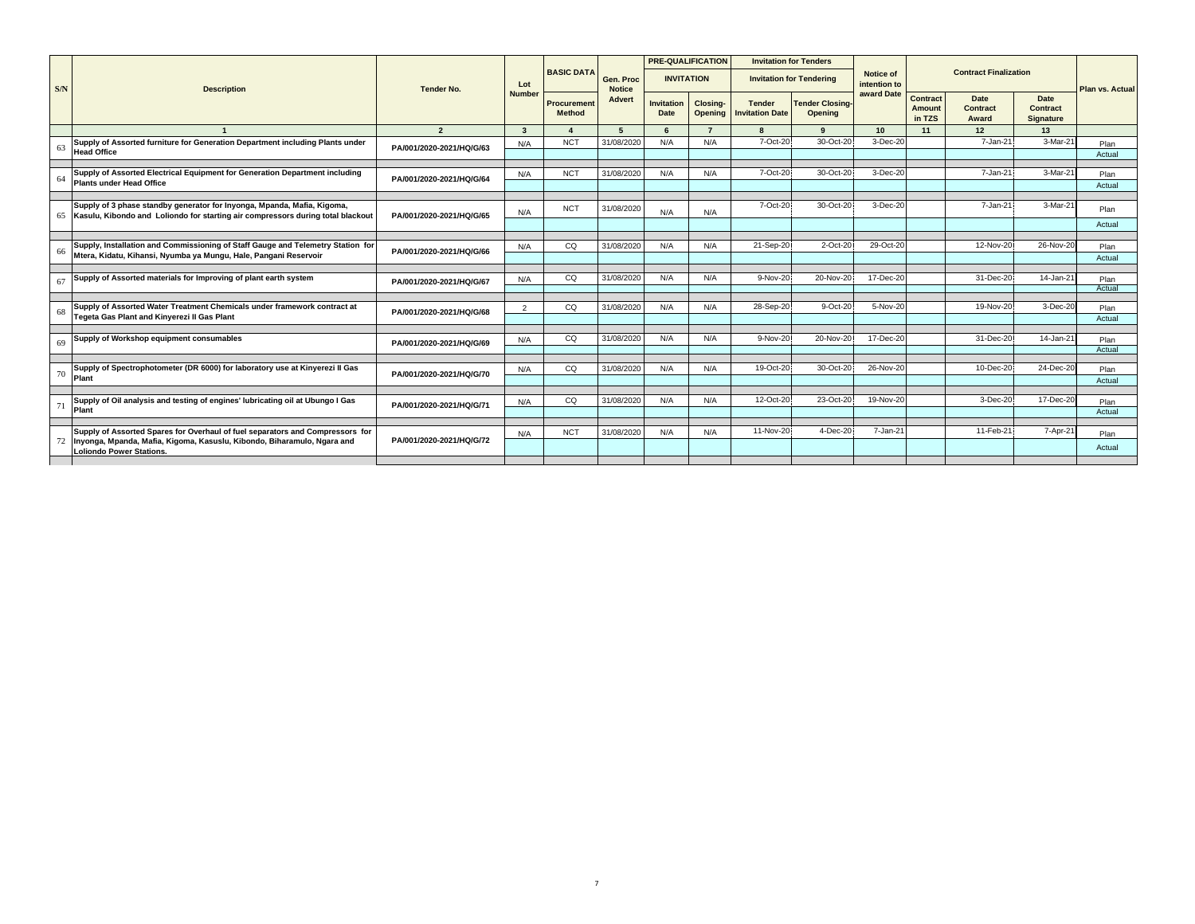| S/N | Description | Tender No. | Lot Number | BASIC DATA | Gen. Proc Notice Advert | PRE-QUALIFICATION INVITATION | | Invitation for Tenders Invitation for Tendering | | Notice of intention to award Date | Contract Finalization | | | Plan vs. Actual |
|---|---|---|---|---|---|---|---|---|---|---|---|---|---|---|
| | | | | Procurement Method | | Invitation Date | Closing-Opening | Tender Invitation Date | Tender Closing-Opening | | Contract Amount in TZS | Date Contract Award | Date Contract Signature | |
| | 1 | 2 | 3 | 4 | 5 | 6 | 7 | 8 | 9 | 10 | 11 | 12 | 13 | |
| 63 | Supply of Assorted furniture for Generation Department including Plants under Head Office | PA/001/2020-2021/HQ/G/63 | N/A | NCT | 31/08/2020 | N/A | N/A | 7-Oct-20 | 30-Oct-20 | 3-Dec-20 | | 7-Jan-21 | 3-Mar-21 | Plan |
| | | | | | | | | | | | | | | Actual |
| 64 | Supply of Assorted Electrical Equipment for Generation Department including Plants under Head Office | PA/001/2020-2021/HQ/G/64 | N/A | NCT | 31/08/2020 | N/A | N/A | 7-Oct-20 | 30-Oct-20 | 3-Dec-20 | | 7-Jan-21 | 3-Mar-21 | Plan |
| | | | | | | | | | | | | | | Actual |
| 65 | Supply of 3 phase standby generator for Inyonga, Mpanda, Mafia, Kigoma, Kasulu, Kibondo and Loliondo for starting air compressors during total blackout | PA/001/2020-2021/HQ/G/65 | N/A | NCT | 31/08/2020 | N/A | N/A | 7-Oct-20 | 30-Oct-20 | 3-Dec-20 | | 7-Jan-21 | 3-Mar-21 | Plan |
| | | | | | | | | | | | | | | Actual |
| 66 | Supply, Installation and Commissioning of Staff Gauge and Telemetry Station for Mtera, Kidatu, Kihansi, Nyumba ya Mungu, Hale, Pangani Reservoir | PA/001/2020-2021/HQ/G/66 | N/A | CQ | 31/08/2020 | N/A | N/A | 21-Sep-20 | 2-Oct-20 | 29-Oct-20 | | 12-Nov-20 | 26-Nov-20 | Plan |
| | | | | | | | | | | | | | | Actual |
| 67 | Supply of Assorted materials for Improving of plant earth system | PA/001/2020-2021/HQ/G/67 | N/A | CQ | 31/08/2020 | N/A | N/A | 9-Nov-20 | 20-Nov-20 | 17-Dec-20 | | 31-Dec-20 | 14-Jan-21 | Plan |
| | | | | | | | | | | | | | | Actual |
| 68 | Supply of Assorted Water Treatment Chemicals under framework contract at Tegeta Gas Plant and Kinyerezi II Gas Plant | PA/001/2020-2021/HQ/G/68 | 2 | CQ | 31/08/2020 | N/A | N/A | 28-Sep-20 | 9-Oct-20 | 5-Nov-20 | | 19-Nov-20 | 3-Dec-20 | Plan |
| | | | | | | | | | | | | | | Actual |
| 69 | Supply of Workshop equipment consumables | PA/001/2020-2021/HQ/G/69 | N/A | CQ | 31/08/2020 | N/A | N/A | 9-Nov-20 | 20-Nov-20 | 17-Dec-20 | | 31-Dec-20 | 14-Jan-21 | Plan |
| | | | | | | | | | | | | | | Actual |
| 70 | Supply of Spectrophotometer (DR 6000) for laboratory use at Kinyerezi II Gas Plant | PA/001/2020-2021/HQ/G/70 | N/A | CQ | 31/08/2020 | N/A | N/A | 19-Oct-20 | 30-Oct-20 | 26-Nov-20 | | 10-Dec-20 | 24-Dec-20 | Plan |
| | | | | | | | | | | | | | | Actual |
| 71 | Supply of Oil analysis and testing of engines' lubricating oil at Ubungo I Gas Plant | PA/001/2020-2021/HQ/G/71 | N/A | CQ | 31/08/2020 | N/A | N/A | 12-Oct-20 | 23-Oct-20 | 19-Nov-20 | | 3-Dec-20 | 17-Dec-20 | Plan |
| | | | | | | | | | | | | | | Actual |
| 72 | Supply of Assorted Spares for Overhaul of fuel separators and Compressors for Inyonga, Mpanda, Mafia, Kigoma, Kasuslu, Kibondo, Biharamulo, Ngara and Loliondo Power Stations. | PA/001/2020-2021/HQ/G/72 | N/A | NCT | 31/08/2020 | N/A | N/A | 11-Nov-20 | 4-Dec-20 | 7-Jan-21 | | 11-Feb-21 | 7-Apr-21 | Plan |
| | | | | | | | | | | | | | | Actual |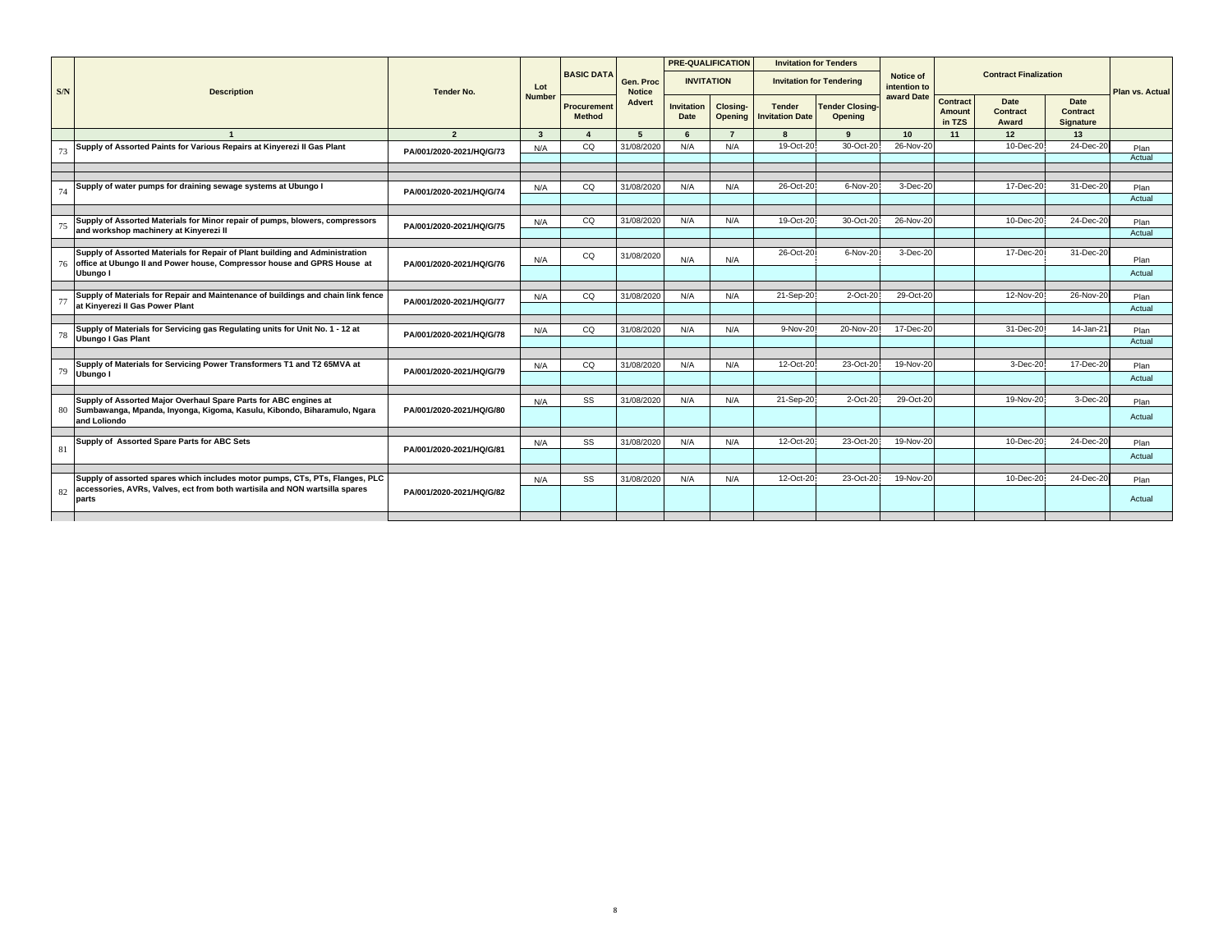| S/N | Description | Tender No. | Lot Number | BASIC DATA | Gen. Proc Notice Advert | PRE-QUALIFICATION | | Invitation for Tenders | | Notice of intention to award Date | Contract Finalization | | | Plan vs. Actual |
|---|---|---|---|---|---|---|---|---|---|---|---|---|---|---|
| | | | | | | INVITATION | | Invitation for Tendering | | | | | | |
| | | | | Procurement Method | | Invitation Date | Closing-Opening | Tender Invitation Date | Tender Closing-Opening | | Contract Amount in TZS | Date Contract Award | Date Contract Signature | |
| | 1 | 2 | 3 | 4 | 5 | 6 | 7 | 8 | 9 | 10 | 11 | 12 | 13 | |
| 73 | Supply of Assorted Paints for Various Repairs at Kinyerezi II Gas Plant | PA/001/2020-2021/HQ/G/73 | N/A | CQ | 31/08/2020 | N/A | N/A | 19-Oct-20 | 30-Oct-20 | 26-Nov-20 | | 10-Dec-20 | 24-Dec-20 | Plan |
| | | | | | | | | | | | | | | Actual |
| 74 | Supply of water pumps for draining sewage systems at Ubungo I | PA/001/2020-2021/HQ/G/74 | N/A | CQ | 31/08/2020 | N/A | N/A | 26-Oct-20 | 6-Nov-20 | 3-Dec-20 | | 17-Dec-20 | 31-Dec-20 | Plan |
| | | | | | | | | | | | | | | Actual |
| 75 | Supply of Assorted Materials for Minor repair of pumps, blowers, compressors and workshop machinery at Kinyerezi II | PA/001/2020-2021/HQ/G/75 | N/A | CQ | 31/08/2020 | N/A | N/A | 19-Oct-20 | 30-Oct-20 | 26-Nov-20 | | 10-Dec-20 | 24-Dec-20 | Plan |
| | | | | | | | | | | | | | | Actual |
| 76 | Supply of Assorted Materials for Repair of Plant building and Administration office at Ubungo II and Power house, Compressor house and GPRS House at Ubungo I | PA/001/2020-2021/HQ/G/76 | N/A | CQ | 31/08/2020 | N/A | N/A | 26-Oct-20 | 6-Nov-20 | 3-Dec-20 | | 17-Dec-20 | 31-Dec-20 | Plan |
| | | | | | | | | | | | | | | Actual |
| 77 | Supply of Materials for Repair and Maintenance of buildings and chain link fence at Kinyerezi II Gas Power Plant | PA/001/2020-2021/HQ/G/77 | N/A | CQ | 31/08/2020 | N/A | N/A | 21-Sep-20 | 2-Oct-20 | 29-Oct-20 | | 12-Nov-20 | 26-Nov-20 | Plan |
| | | | | | | | | | | | | | | Actual |
| 78 | Supply of Materials for Servicing gas Regulating units for Unit No. 1 - 12 at Ubungo I Gas Plant | PA/001/2020-2021/HQ/G/78 | N/A | CQ | 31/08/2020 | N/A | N/A | 9-Nov-20 | 20-Nov-20 | 17-Dec-20 | | 31-Dec-20 | 14-Jan-21 | Plan |
| | | | | | | | | | | | | | | Actual |
| 79 | Supply of Materials for Servicing Power Transformers T1 and T2 65MVA at Ubungo I | PA/001/2020-2021/HQ/G/79 | N/A | CQ | 31/08/2020 | N/A | N/A | 12-Oct-20 | 23-Oct-20 | 19-Nov-20 | | 3-Dec-20 | 17-Dec-20 | Plan |
| | | | | | | | | | | | | | | Actual |
| 80 | Supply of Assorted Major Overhaul Spare Parts for ABC engines at Sumbawanga, Mpanda, Inyonga, Kigoma, Kasulu, Kibondo, Biharamulo, Ngara and Loliondo | PA/001/2020-2021/HQ/G/80 | N/A | SS | 31/08/2020 | N/A | N/A | 21-Sep-20 | 2-Oct-20 | 29-Oct-20 | | 19-Nov-20 | 3-Dec-20 | Plan |
| | | | | | | | | | | | | | | Actual |
| 81 | Supply of Assorted Spare Parts for ABC Sets | PA/001/2020-2021/HQ/G/81 | N/A | SS | 31/08/2020 | N/A | N/A | 12-Oct-20 | 23-Oct-20 | 19-Nov-20 | | 10-Dec-20 | 24-Dec-20 | Plan |
| | | | | | | | | | | | | | | Actual |
| 82 | Supply of assorted spares which includes motor pumps, CTs, PTs, Flanges, PLC accessories, AVRs, Valves, ect from both wartisila and NON wartsilla spares parts | PA/001/2020-2021/HQ/G/82 | N/A | SS | 31/08/2020 | N/A | N/A | 12-Oct-20 | 23-Oct-20 | 19-Nov-20 | | 10-Dec-20 | 24-Dec-20 | Plan |
| | | | | | | | | | | | | | | Actual |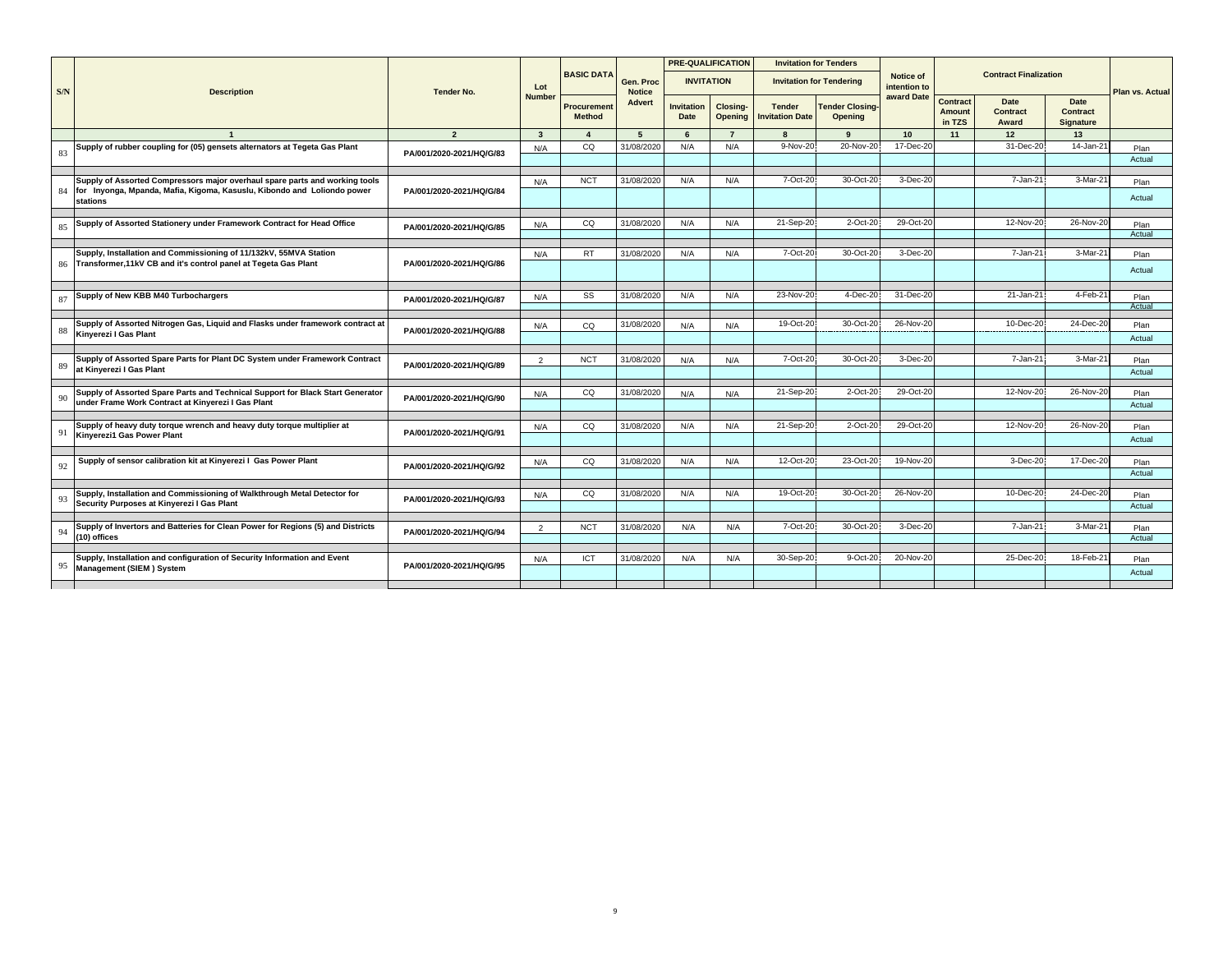| S/N | Description | Tender No. | Lot Number | BASIC DATA | Gen. Proc Notice Advert | PRE-QUALIFICATION | | Invitation for Tenders | | Notice of intention to award Date | Contract Finalization | | | Plan vs. Actual |
|---|---|---|---|---|---|---|---|---|---|---|---|---|---|---|
| | | | | | | INVITATION | | Invitation for Tendering | | | | | | |
| | | | | Procurement Method | | Invitation Date | Closing-Opening | Tender Invitation Date | Tender Closing-Opening | | Contract Amount in TZS | Date Contract Award | Date Contract Signature | |
| | 1 | 2 | 3 | 4 | 5 | 6 | 7 | 8 | 9 | 10 | 11 | 12 | 13 | |
| 83 | Supply of rubber coupling for (05) gensets alternators at Tegeta Gas Plant | PA/001/2020-2021/HQ/G/83 | N/A | CQ | 31/08/2020 | N/A | N/A | 9-Nov-20 | 20-Nov-20 | 17-Dec-20 | | 31-Dec-20 | 14-Jan-21 | Plan |
| | | | | | | | | | | | | | | Actual |
| 84 | Supply of Assorted Compressors major overhaul spare parts and working tools for Inyonga, Mpanda, Mafia, Kigoma, Kasuslu, Kibondo and Loliondo power stations | PA/001/2020-2021/HQ/G/84 | N/A | NCT | 31/08/2020 | N/A | N/A | 7-Oct-20 | 30-Oct-20 | 3-Dec-20 | | 7-Jan-21 | 3-Mar-21 | Plan |
| | | | | | | | | | | | | | | Actual |
| 85 | Supply of Assorted Stationery under Framework Contract for Head Office | PA/001/2020-2021/HQ/G/85 | N/A | CQ | 31/08/2020 | N/A | N/A | 21-Sep-20 | 2-Oct-20 | 29-Oct-20 | | 12-Nov-20 | 26-Nov-20 | Plan |
| | | | | | | | | | | | | | | Actual |
| 86 | Supply, Installation and Commissioning of 11/132kV, 55MVA Station Transformer,11kV CB and it's control panel at Tegeta Gas Plant | PA/001/2020-2021/HQ/G/86 | N/A | RT | 31/08/2020 | N/A | N/A | 7-Oct-20 | 30-Oct-20 | 3-Dec-20 | | 7-Jan-21 | 3-Mar-21 | Plan |
| | | | | | | | | | | | | | | Actual |
| 87 | Supply of New KBB M40 Turbochargers | PA/001/2020-2021/HQ/G/87 | N/A | SS | 31/08/2020 | N/A | N/A | 23-Nov-20 | 4-Dec-20 | 31-Dec-20 | | 21-Jan-21 | 4-Feb-21 | Plan |
| | | | | | | | | | | | | | | Actual |
| 88 | Supply of Assorted Nitrogen Gas, Liquid and Flasks under framework contract at Kinyerezi I Gas Plant | PA/001/2020-2021/HQ/G/88 | N/A | CQ | 31/08/2020 | N/A | N/A | 19-Oct-20 | 30-Oct-20 | 26-Nov-20 | | 10-Dec-20 | 24-Dec-20 | Plan |
| | | | | | | | | | | | | | | Actual |
| 89 | Supply of Assorted Spare Parts for Plant DC System under Framework Contract at Kinyerezi I Gas Plant | PA/001/2020-2021/HQ/G/89 | 2 | NCT | 31/08/2020 | N/A | N/A | 7-Oct-20 | 30-Oct-20 | 3-Dec-20 | | 7-Jan-21 | 3-Mar-21 | Plan |
| | | | | | | | | | | | | | | Actual |
| 90 | Supply of Assorted Spare Parts and Technical Support for Black Start Generator under Frame Work Contract at Kinyerezi I Gas Plant | PA/001/2020-2021/HQ/G/90 | N/A | CQ | 31/08/2020 | N/A | N/A | 21-Sep-20 | 2-Oct-20 | 29-Oct-20 | | 12-Nov-20 | 26-Nov-20 | Plan |
| | | | | | | | | | | | | | | Actual |
| 91 | Supply of heavy duty torque wrench and heavy duty torque multiplier at Kinyerezi1 Gas Power Plant | PA/001/2020-2021/HQ/G/91 | N/A | CQ | 31/08/2020 | N/A | N/A | 21-Sep-20 | 2-Oct-20 | 29-Oct-20 | | 12-Nov-20 | 26-Nov-20 | Plan |
| | | | | | | | | | | | | | | Actual |
| 92 | Supply of sensor calibration kit at Kinyerezi I Gas Power Plant | PA/001/2020-2021/HQ/G/92 | N/A | CQ | 31/08/2020 | N/A | N/A | 12-Oct-20 | 23-Oct-20 | 19-Nov-20 | | 3-Dec-20 | 17-Dec-20 | Plan |
| | | | | | | | | | | | | | | Actual |
| 93 | Supply, Installation and Commissioning of Walkthrough Metal Detector for Security Purposes at Kinyerezi I Gas Plant | PA/001/2020-2021/HQ/G/93 | N/A | CQ | 31/08/2020 | N/A | N/A | 19-Oct-20 | 30-Oct-20 | 26-Nov-20 | | 10-Dec-20 | 24-Dec-20 | Plan |
| | | | | | | | | | | | | | | Actual |
| 94 | Supply of Invertors and Batteries for Clean Power for Regions (5) and Districts (10) offices | PA/001/2020-2021/HQ/G/94 | 2 | NCT | 31/08/2020 | N/A | N/A | 7-Oct-20 | 30-Oct-20 | 3-Dec-20 | | 7-Jan-21 | 3-Mar-21 | Plan |
| | | | | | | | | | | | | | | Actual |
| 95 | Supply, Installation and configuration of Security Information and Event Management (SIEM ) System | PA/001/2020-2021/HQ/G/95 | N/A | ICT | 31/08/2020 | N/A | N/A | 30-Sep-20 | 9-Oct-20 | 20-Nov-20 | | 25-Dec-20 | 18-Feb-21 | Plan |
| | | | | | | | | | | | | | | Actual |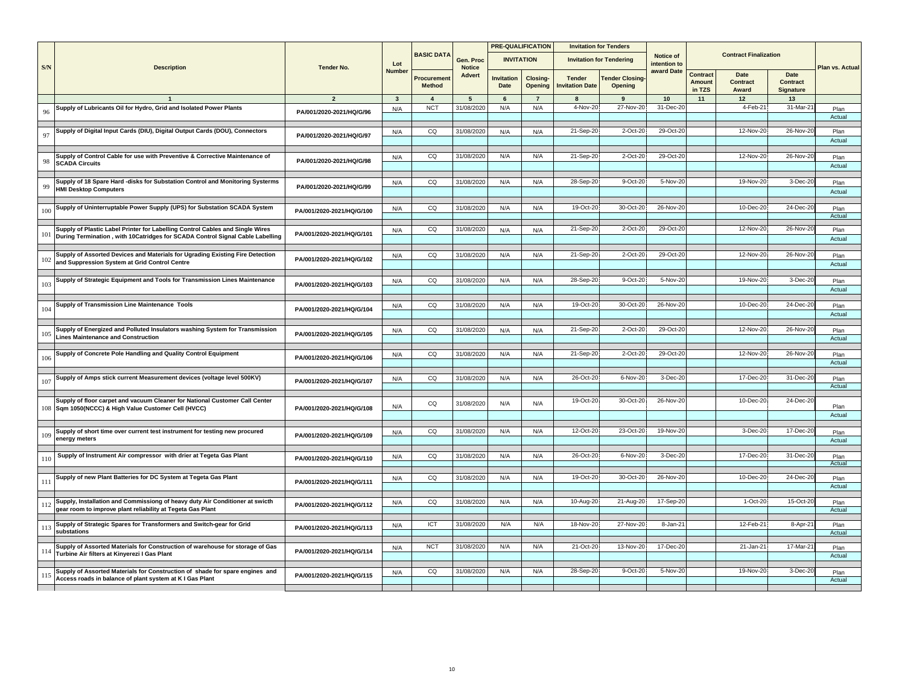| S/N | Description | Tender No. | Lot Number | BASIC DATA | Gen. Proc Notice Advert | PRE-QUALIFICATION INVITATION | | Invitation for Tenders Invitation for Tendering | | Notice of intention to award Date | Contract Finalization | | | Plan vs. Actual |
|---|---|---|---|---|---|---|---|---|---|---|---|---|---|---|
| | | | | Procurement Method | | Invitation Date | Closing-Opening | Tender Invitation Date | Tender Closing-Opening | | Contract Amount in TZS | Date Contract Award | Date Contract Signature | |
| | 1 | 2 | 3 | 4 | 5 | 6 | 7 | 8 | 9 | 10 | 11 | 12 | 13 | |
| 96 | Supply of Lubricants Oil for Hydro, Grid and Isolated Power Plants | PA/001/2020-2021/HQ/G/96 | N/A | NCT | 31/08/2020 | N/A | N/A | 4-Nov-20 | 27-Nov-20 | 31-Dec-20 | | 4-Feb-21 | 31-Mar-21 | Plan |
| | | | | | | | | | | | | | | Actual |
| 97 | Supply of Digital Input Cards (DIU), Digital Output Cards (DOU), Connectors | PA/001/2020-2021/HQ/G/97 | N/A | CQ | 31/08/2020 | N/A | N/A | 21-Sep-20 | 2-Oct-20 | 29-Oct-20 | | 12-Nov-20 | 26-Nov-20 | Plan |
| | | | | | | | | | | | | | | Actual |
| 98 | Supply of Control Cable for use with Preventive & Corrective Maintenance of SCADA Circuits | PA/001/2020-2021/HQ/G/98 | N/A | CQ | 31/08/2020 | N/A | N/A | 21-Sep-20 | 2-Oct-20 | 29-Oct-20 | | 12-Nov-20 | 26-Nov-20 | Plan |
| | | | | | | | | | | | | | | Actual |
| 99 | Supply of 18 Spare Hard -disks for Substation Control and Monitoring Systerms HMI Desktop Computers | PA/001/2020-2021/HQ/G/99 | N/A | CQ | 31/08/2020 | N/A | N/A | 28-Sep-20 | 9-Oct-20 | 5-Nov-20 | | 19-Nov-20 | 3-Dec-20 | Plan |
| | | | | | | | | | | | | | | Actual |
| 100 | Supply of Uninterruptable Power Supply (UPS) for Substation SCADA System | PA/001/2020-2021/HQ/G/100 | N/A | CQ | 31/08/2020 | N/A | N/A | 19-Oct-20 | 30-Oct-20 | 26-Nov-20 | | 10-Dec-20 | 24-Dec-20 | Plan |
| | | | | | | | | | | | | | | Actual |
| 101 | Supply of Plastic Label Printer for Labelling Control Cables and Single Wires During Termination , with 10Catridges for SCADA Control Signal Cable Labelling | PA/001/2020-2021/HQ/G/101 | N/A | CQ | 31/08/2020 | N/A | N/A | 21-Sep-20 | 2-Oct-20 | 29-Oct-20 | | 12-Nov-20 | 26-Nov-20 | Plan |
| | | | | | | | | | | | | | | Actual |
| 102 | Supply of Assorted Devices and Materials for Ugrading Existing Fire Detection and Suppression System at Grid Control Centre | PA/001/2020-2021/HQ/G/102 | N/A | CQ | 31/08/2020 | N/A | N/A | 21-Sep-20 | 2-Oct-20 | 29-Oct-20 | | 12-Nov-20 | 26-Nov-20 | Plan |
| | | | | | | | | | | | | | | Actual |
| 103 | Supply of Strategic Equipment and Tools for Transmission Lines Maintenance | PA/001/2020-2021/HQ/G/103 | N/A | CQ | 31/08/2020 | N/A | N/A | 28-Sep-20 | 9-Oct-20 | 5-Nov-20 | | 19-Nov-20 | 3-Dec-20 | Plan |
| | | | | | | | | | | | | | | Actual |
| 104 | Supply of Transmission Line Maintenance Tools | PA/001/2020-2021/HQ/G/104 | N/A | CQ | 31/08/2020 | N/A | N/A | 19-Oct-20 | 30-Oct-20 | 26-Nov-20 | | 10-Dec-20 | 24-Dec-20 | Plan |
| | | | | | | | | | | | | | | Actual |
| 105 | Supply of Energized and Polluted Insulators washing System for Transmission Lines Maintenance and Construction | PA/001/2020-2021/HQ/G/105 | N/A | CQ | 31/08/2020 | N/A | N/A | 21-Sep-20 | 2-Oct-20 | 29-Oct-20 | | 12-Nov-20 | 26-Nov-20 | Plan |
| | | | | | | | | | | | | | | Actual |
| 106 | Supply of Concrete Pole Handling and Quality Control Equipment | PA/001/2020-2021/HQ/G/106 | N/A | CQ | 31/08/2020 | N/A | N/A | 21-Sep-20 | 2-Oct-20 | 29-Oct-20 | | 12-Nov-20 | 26-Nov-20 | Plan |
| | | | | | | | | | | | | | | Actual |
| 107 | Supply of Amps stick current Measurement devices (voltage level 500KV) | PA/001/2020-2021/HQ/G/107 | N/A | CQ | 31/08/2020 | N/A | N/A | 26-Oct-20 | 6-Nov-20 | 3-Dec-20 | | 17-Dec-20 | 31-Dec-20 | Plan |
| | | | | | | | | | | | | | | Actual |
| 108 | Supply of floor carpet and vacuum Cleaner for National Customer Call Center Sqm 1050(NCCC) & High Value Customer Cell (HVCC) | PA/001/2020-2021/HQ/G/108 | N/A | CQ | 31/08/2020 | N/A | N/A | 19-Oct-20 | 30-Oct-20 | 26-Nov-20 | | 10-Dec-20 | 24-Dec-20 | Plan |
| | | | | | | | | | | | | | | Actual |
| 109 | Supply of short time over current test instrument for testing new procured energy meters | PA/001/2020-2021/HQ/G/109 | N/A | CQ | 31/08/2020 | N/A | N/A | 12-Oct-20 | 23-Oct-20 | 19-Nov-20 | | 3-Dec-20 | 17-Dec-20 | Plan |
| | | | | | | | | | | | | | | Actual |
| 110 | Supply of Instrument Air compressor with drier at Tegeta Gas Plant | PA/001/2020-2021/HQ/G/110 | N/A | CQ | 31/08/2020 | N/A | N/A | 26-Oct-20 | 6-Nov-20 | 3-Dec-20 | | 17-Dec-20 | 31-Dec-20 | Plan |
| | | | | | | | | | | | | | | Actual |
| 111 | Supply of new Plant Batteries for DC System at Tegeta Gas Plant | PA/001/2020-2021/HQ/G/111 | N/A | CQ | 31/08/2020 | N/A | N/A | 19-Oct-20 | 30-Oct-20 | 26-Nov-20 | | 10-Dec-20 | 24-Dec-20 | Plan |
| | | | | | | | | | | | | | | Actual |
| 112 | Supply, Installation and Commissiong of heavy duty Air Conditioner at swicth gear room to improve plant reliability at Tegeta Gas Plant | PA/001/2020-2021/HQ/G/112 | N/A | CQ | 31/08/2020 | N/A | N/A | 10-Aug-20 | 21-Aug-20 | 17-Sep-20 | | 1-Oct-20 | 15-Oct-20 | Plan |
| | | | | | | | | | | | | | | Actual |
| 113 | Supply of Strategic Spares for Transformers and Switch-gear for Grid substations | PA/001/2020-2021/HQ/G/113 | N/A | ICT | 31/08/2020 | N/A | N/A | 18-Nov-20 | 27-Nov-20 | 8-Jan-21 | | 12-Feb-21 | 8-Apr-21 | Plan |
| | | | | | | | | | | | | | | Actual |
| 114 | Supply of Assorted Materials for Construction of warehouse for storage of Gas Turbine Air filters at Kinyerezi I Gas Plant | PA/001/2020-2021/HQ/G/114 | N/A | NCT | 31/08/2020 | N/A | N/A | 21-Oct-20 | 13-Nov-20 | 17-Dec-20 | | 21-Jan-21 | 17-Mar-21 | Plan |
| | | | | | | | | | | | | | | Actual |
| 115 | Supply of Assorted Materials for Construction of shade for spare engines and Access roads in balance of plant system at K I Gas Plant | PA/001/2020-2021/HQ/G/115 | N/A | CQ | 31/08/2020 | N/A | N/A | 28-Sep-20 | 9-Oct-20 | 5-Nov-20 | | 19-Nov-20 | 3-Dec-20 | Plan |
| | | | | | | | | | | | | | | Actual |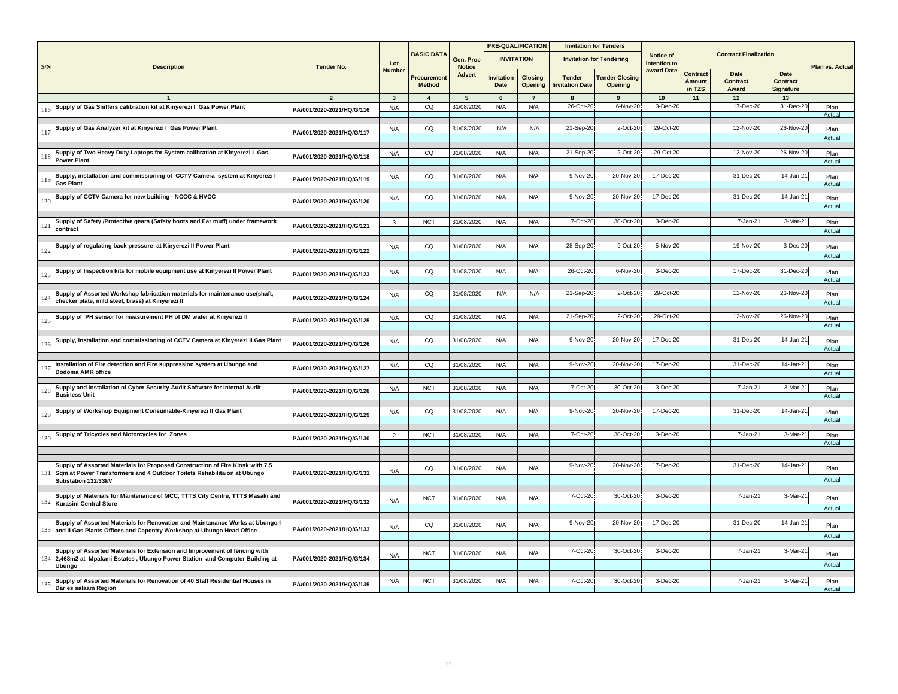| S/N | Description | Tender No. | Lot Number | BASIC DATA | Gen. Proc Notice Advert | PRE-QUALIFICATION | | Invitation for Tenders | | Notice of intention to award Date | Contract Finalization | | | Plan vs. Actual |
|---|---|---|---|---|---|---|---|---|---|---|---|---|---|---|
| | | | | | | INVITATION | | Invitation for Tendering | | | | | | |
| | | | | Procurement Method | | Invitation Date | Closing-Opening | Tender Invitation Date | Tender Closing-Opening | | Contract Amount in TZS | Date Contract Award | Date Contract Signature | |
| | 1 | 2 | 3 | 4 | 5 | 6 | 7 | 8 | 9 | 10 | 11 | 12 | 13 | |
| 116 | Supply of Gas Sniffers calibration kit at Kinyerezi I Gas Power Plant | PA/001/2020-2021/HQ/G/116 | N/A | CQ | 31/08/2020 | N/A | N/A | 26-Oct-20 | 6-Nov-20 | 3-Dec-20 | | 17-Dec-20 | 31-Dec-20 | Plan |
| | | | | | | | | | | | | | | Actual |
| 117 | Supply of Gas Analyzer kit at Kinyerezi I Gas Power Plant | PA/001/2020-2021/HQ/G/117 | N/A | CQ | 31/08/2020 | N/A | N/A | 21-Sep-20 | 2-Oct-20 | 29-Oct-20 | | 12-Nov-20 | 26-Nov-20 | Plan |
| | | | | | | | | | | | | | | Actual |
| 118 | Supply of Two Heavy Duty Laptops for System calibration at Kinyerezi I Gas Power Plant | PA/001/2020-2021/HQ/G/118 | N/A | CQ | 31/08/2020 | N/A | N/A | 21-Sep-20 | 2-Oct-20 | 29-Oct-20 | | 12-Nov-20 | 26-Nov-20 | Plan |
| | | | | | | | | | | | | | | Actual |
| 119 | Supply, installation and commissioning of CCTV Camera system at Kinyerezi I Gas Plant | PA/001/2020-2021/HQ/G/119 | N/A | CQ | 31/08/2020 | N/A | N/A | 9-Nov-20 | 20-Nov-20 | 17-Dec-20 | | 31-Dec-20 | 14-Jan-21 | Plan |
| | | | | | | | | | | | | | | Actual |
| 120 | Supply of CCTV Camera for new building - NCCC & HVCC | PA/001/2020-2021/HQ/G/120 | N/A | CQ | 31/08/2020 | N/A | N/A | 9-Nov-20 | 20-Nov-20 | 17-Dec-20 | | 31-Dec-20 | 14-Jan-21 | Plan |
| | | | | | | | | | | | | | | Actual |
| 121 | Supply of Safety /Protective gears (Safety boots and Ear muff) under framework contract | PA/001/2020-2021/HQ/G/121 | 3 | NCT | 31/08/2020 | N/A | N/A | 7-Oct-20 | 30-Oct-20 | 3-Dec-20 | | 7-Jan-21 | 3-Mar-21 | Plan |
| | | | | | | | | | | | | | | Actual |
| 122 | Supply of regulating back pressure at Kinyerezi II Power Plant | PA/001/2020-2021/HQ/G/122 | N/A | CQ | 31/08/2020 | N/A | N/A | 28-Sep-20 | 9-Oct-20 | 5-Nov-20 | | 19-Nov-20 | 3-Dec-20 | Plan |
| | | | | | | | | | | | | | | Actual |
| 123 | Supply of Inspection kits for mobile equipment use at Kinyerezi II Power Plant | PA/001/2020-2021/HQ/G/123 | N/A | CQ | 31/08/2020 | N/A | N/A | 26-Oct-20 | 6-Nov-20 | 3-Dec-20 | | 17-Dec-20 | 31-Dec-20 | Plan |
| | | | | | | | | | | | | | | Actual |
| 124 | Supply of Assorted Workshop fabrication materials for maintenance use(shaft, checker plate, mild steel, brass) at Kinyerezi II | PA/001/2020-2021/HQ/G/124 | N/A | CQ | 31/08/2020 | N/A | N/A | 21-Sep-20 | 2-Oct-20 | 29-Oct-20 | | 12-Nov-20 | 26-Nov-20 | Plan |
| | | | | | | | | | | | | | | Actual |
| 125 | Supply of PH sensor for measurement PH of DM water at Kinyerezi II | PA/001/2020-2021/HQ/G/125 | N/A | CQ | 31/08/2020 | N/A | N/A | 21-Sep-20 | 2-Oct-20 | 29-Oct-20 | | 12-Nov-20 | 26-Nov-20 | Plan |
| | | | | | | | | | | | | | | Actual |
| 126 | Supply, installation and commissioning of CCTV Camera at Kinyerezi II Gas Plant | PA/001/2020-2021/HQ/G/126 | N/A | CQ | 31/08/2020 | N/A | N/A | 9-Nov-20 | 20-Nov-20 | 17-Dec-20 | | 31-Dec-20 | 14-Jan-21 | Plan |
| | | | | | | | | | | | | | | Actual |
| 127 | Installation of Fire detection and Fire suppression system at Ubungo and Dodoma AMR office | PA/001/2020-2021/HQ/G/127 | N/A | CQ | 31/08/2020 | N/A | N/A | 9-Nov-20 | 20-Nov-20 | 17-Dec-20 | | 31-Dec-20 | 14-Jan-21 | Plan |
| | | | | | | | | | | | | | | Actual |
| 128 | Supply and Installation of Cyber Security Audit Software for Internal Audit Business Unit | PA/001/2020-2021/HQ/G/128 | N/A | NCT | 31/08/2020 | N/A | N/A | 7-Oct-20 | 30-Oct-20 | 3-Dec-20 | | 7-Jan-21 | 3-Mar-21 | Plan |
| | | | | | | | | | | | | | | Actual |
| 129 | Supply of Workshop Equipment Consumable-Kinyerezi II Gas Plant | PA/001/2020-2021/HQ/G/129 | N/A | CQ | 31/08/2020 | N/A | N/A | 9-Nov-20 | 20-Nov-20 | 17-Dec-20 | | 31-Dec-20 | 14-Jan-21 | Plan |
| | | | | | | | | | | | | | | Actual |
| 130 | Supply of Tricycles and Motorcycles for Zones | PA/001/2020-2021/HQ/G/130 | 2 | NCT | 31/08/2020 | N/A | N/A | 7-Oct-20 | 30-Oct-20 | 3-Dec-20 | | 7-Jan-21 | 3-Mar-21 | Plan |
| | | | | | | | | | | | | | | Actual |
| 131 | Supply of Assorted Materials for Proposed Construction of Fire Kiosk with 7.5 Sqm at Power Transformers and 4 Outdoor Toilets Rehabilitaion at Ubungo Substation 132/33kV | PA/001/2020-2021/HQ/G/131 | N/A | CQ | 31/08/2020 | N/A | N/A | 9-Nov-20 | 20-Nov-20 | 17-Dec-20 | | 31-Dec-20 | 14-Jan-21 | Plan |
| | | | | | | | | | | | | | | Actual |
| 132 | Supply of Materials for Maintenance of MCC, TTTS City Centre, TTTS Masaki and Kurasini Central Store | PA/001/2020-2021/HQ/G/132 | N/A | NCT | 31/08/2020 | N/A | N/A | 7-Oct-20 | 30-Oct-20 | 3-Dec-20 | | 7-Jan-21 | 3-Mar-21 | Plan |
| | | | | | | | | | | | | | | Actual |
| 133 | Supply of Assorted Materials for Renovation and Maintanance Works at Ubungo I and II Gas Plants Offices and Capentry Workshop at Ubungo Head Office | PA/001/2020-2021/HQ/G/133 | N/A | CQ | 31/08/2020 | N/A | N/A | 9-Nov-20 | 20-Nov-20 | 17-Dec-20 | | 31-Dec-20 | 14-Jan-21 | Plan |
| | | | | | | | | | | | | | | Actual |
| 134 | Supply of Assorted Materials for Extension and Improvement of fencing with 2,468m2 at Mpakani Estates , Ubungo Power Station and Computer Building at Ubungo | PA/001/2020-2021/HQ/G/134 | N/A | NCT | 31/08/2020 | N/A | N/A | 7-Oct-20 | 30-Oct-20 | 3-Dec-20 | | 7-Jan-21 | 3-Mar-21 | Plan |
| | | | | | | | | | | | | | | Actual |
| 135 | Supply of Assorted Materials for Renovation of 40 Staff Residential Houses in Dar es salaam Region | PA/001/2020-2021/HQ/G/135 | N/A | NCT | 31/08/2020 | N/A | N/A | 7-Oct-20 | 30-Oct-20 | 3-Dec-20 | | 7-Jan-21 | 3-Mar-21 | Plan |
| | | | | | | | | | | | | | | Actual |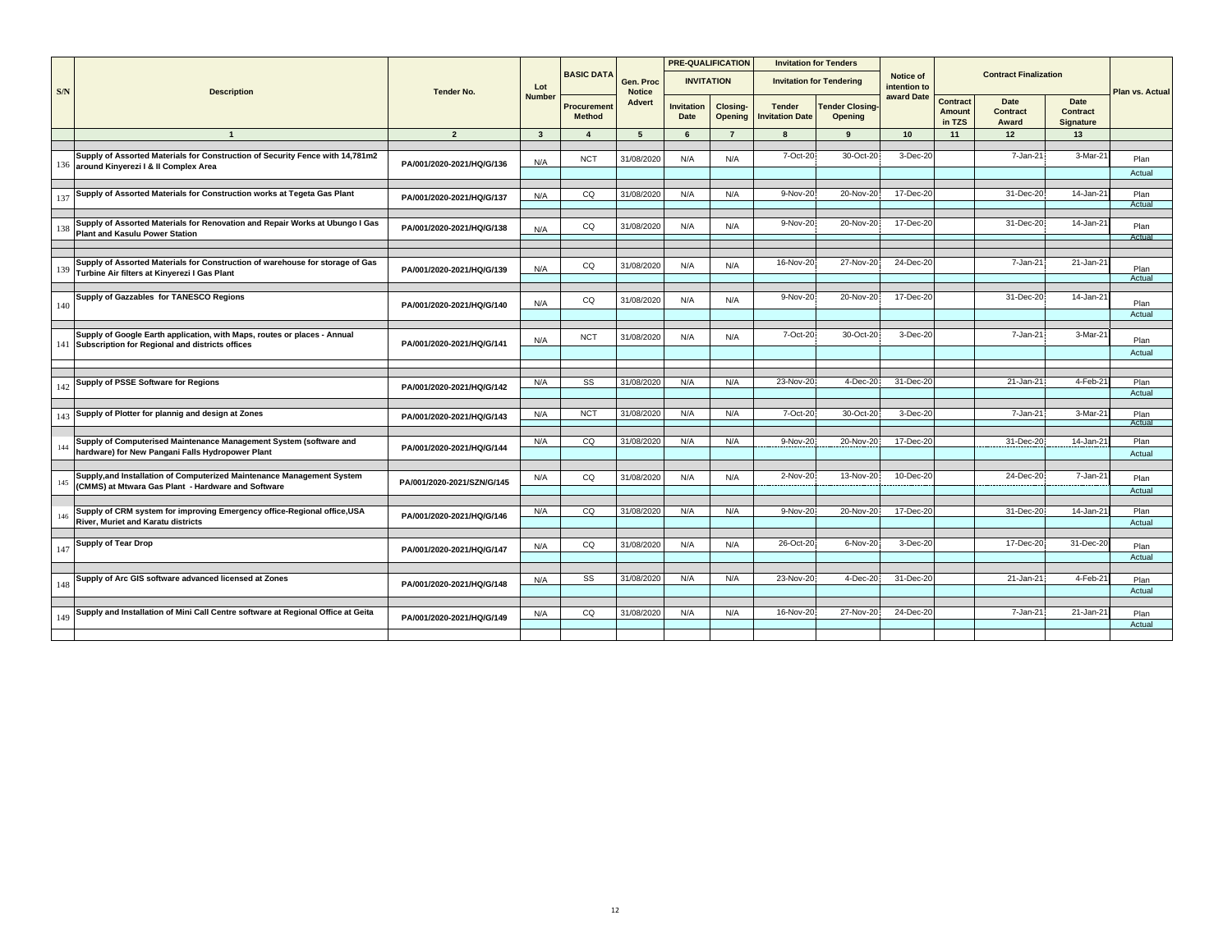| S/N | Description | Tender No. | Lot Number | BASIC DATA | Gen. Proc Notice | PRE-QUALIFICATION | | Invitation for Tenders | | Notice of intention to award Date | Contract Finalization | | | Plan vs. Actual |
|---|---|---|---|---|---|---|---|---|---|---|---|---|---|---|
| | | | | | | INVITATION | | Invitation for Tendering | | | | | | |
| | | | | Procurement Method | Advert | Invitation Date | Closing-Opening | Tender Invitation Date | Tender Closing-Opening | | Contract Amount in TZS | Date Contract Award | Date Contract Signature | |
| | 1 | 2 | 3 | 4 | 5 | 6 | 7 | 8 | 9 | 10 | 11 | 12 | 13 | |
| 136 | Supply of Assorted Materials for Construction of Security Fence with 14,781m2 around Kinyerezi I & II Complex Area | PA/001/2020-2021/HQ/G/136 | N/A | NCT | 31/08/2020 | N/A | N/A | 7-Oct-20 | 30-Oct-20 | 3-Dec-20 | | 7-Jan-21 | 3-Mar-21 | Plan |
| | | | | | | | | | | | | | | Actual |
| 137 | Supply of Assorted Materials for Construction works at Tegeta Gas Plant | PA/001/2020-2021/HQ/G/137 | N/A | CQ | 31/08/2020 | N/A | N/A | 9-Nov-20 | 20-Nov-20 | 17-Dec-20 | | 31-Dec-20 | 14-Jan-21 | Plan |
| | | | | | | | | | | | | | | Actual |
| 138 | Supply of Assorted Materials for Renovation and Repair Works at Ubungo I Gas Plant and Kasulu Power Station | PA/001/2020-2021/HQ/G/138 | N/A | CQ | 31/08/2020 | N/A | N/A | 9-Nov-20 | 20-Nov-20 | 17-Dec-20 | | 31-Dec-20 | 14-Jan-21 | Plan |
| | | | | | | | | | | | | | | Actual |
| 139 | Supply of Assorted Materials for Construction of warehouse for storage of Gas Turbine Air filters at Kinyerezi I Gas Plant | PA/001/2020-2021/HQ/G/139 | N/A | CQ | 31/08/2020 | N/A | N/A | 16-Nov-20 | 27-Nov-20 | 24-Dec-20 | | 7-Jan-21 | 21-Jan-21 | Plan |
| | | | | | | | | | | | | | | Actual |
| 140 | Supply of Gazzables for TANESCO Regions | PA/001/2020-2021/HQ/G/140 | N/A | CQ | 31/08/2020 | N/A | N/A | 9-Nov-20 | 20-Nov-20 | 17-Dec-20 | | 31-Dec-20 | 14-Jan-21 | Plan |
| | | | | | | | | | | | | | | Actual |
| 141 | Supply of Google Earth application, with Maps, routes or places - Annual Subscription for Regional and districts offices | PA/001/2020-2021/HQ/G/141 | N/A | NCT | 31/08/2020 | N/A | N/A | 7-Oct-20 | 30-Oct-20 | 3-Dec-20 | | 7-Jan-21 | 3-Mar-21 | Plan |
| | | | | | | | | | | | | | | Actual |
| 142 | Supply of PSSE Software for Regions | PA/001/2020-2021/HQ/G/142 | N/A | SS | 31/08/2020 | N/A | N/A | 23-Nov-20 | 4-Dec-20 | 31-Dec-20 | | 21-Jan-21 | 4-Feb-21 | Plan |
| | | | | | | | | | | | | | | Actual |
| 143 | Supply of Plotter for plannig and design at Zones | PA/001/2020-2021/HQ/G/143 | N/A | NCT | 31/08/2020 | N/A | N/A | 7-Oct-20 | 30-Oct-20 | 3-Dec-20 | | 7-Jan-21 | 3-Mar-21 | Plan |
| | | | | | | | | | | | | | | Actual |
| 144 | Supply of Computerised Maintenance Management System (software and hardware) for New Pangani Falls Hydropower Plant | PA/001/2020-2021/HQ/G/144 | N/A | CQ | 31/08/2020 | N/A | N/A | 9-Nov-20 | 20-Nov-20 | 17-Dec-20 | | 31-Dec-20 | 14-Jan-21 | Plan |
| | | | | | | | | | | | | | | Actual |
| 145 | Supply,and Installation of Computerized Maintenance Management System (CMMS) at Mtwara Gas Plant - Hardware and Software | PA/001/2020-2021/SZN/G/145 | N/A | CQ | 31/08/2020 | N/A | N/A | 2-Nov-20 | 13-Nov-20 | 10-Dec-20 | | 24-Dec-20 | 7-Jan-21 | Plan |
| | | | | | | | | | | | | | | Actual |
| 146 | Supply of CRM system for improving Emergency office-Regional office,USA River, Muriet and Karatu districts | PA/001/2020-2021/HQ/G/146 | N/A | CQ | 31/08/2020 | N/A | N/A | 9-Nov-20 | 20-Nov-20 | 17-Dec-20 | | 31-Dec-20 | 14-Jan-21 | Plan |
| | | | | | | | | | | | | | | Actual |
| 147 | Supply of Tear Drop | PA/001/2020-2021/HQ/G/147 | N/A | CQ | 31/08/2020 | N/A | N/A | 26-Oct-20 | 6-Nov-20 | 3-Dec-20 | | 17-Dec-20 | 31-Dec-20 | Plan |
| | | | | | | | | | | | | | | Actual |
| 148 | Supply of Arc GIS software advanced licensed at Zones | PA/001/2020-2021/HQ/G/148 | N/A | SS | 31/08/2020 | N/A | N/A | 23-Nov-20 | 4-Dec-20 | 31-Dec-20 | | 21-Jan-21 | 4-Feb-21 | Plan |
| | | | | | | | | | | | | | | Actual |
| 149 | Supply and Installation of Mini Call Centre software at Regional Office at Geita | PA/001/2020-2021/HQ/G/149 | N/A | CQ | 31/08/2020 | N/A | N/A | 16-Nov-20 | 27-Nov-20 | 24-Dec-20 | | 7-Jan-21 | 21-Jan-21 | Plan |
| | | | | | | | | | | | | | | Actual |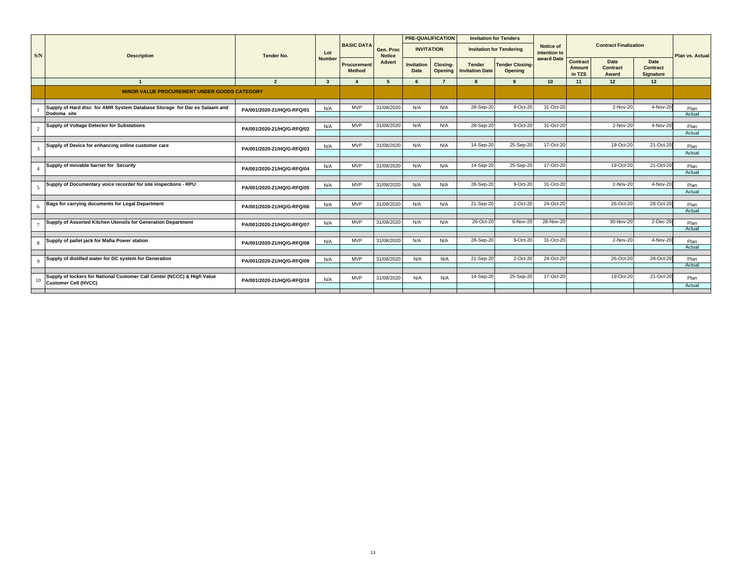| S/N | Description | Tender No. | Lot Number | BASIC DATA | Gen. Proc Notice Advert | PRE-QUALIFICATION | | Invitation for Tenders | | Notice of intention to award Date | Contract Finalization | | | Plan vs. Actual |
|---|---|---|---|---|---|---|---|---|---|---|---|---|---|---|
| | | | | | | INVITATION | | Invitation for Tendering | | | | | | |
| | | | | Procurement Method | | Invitation Date | Closing-Opening | Tender Invitation Date | Tender Closing-Opening | | Contract Amount in TZS | Date Contract Award | Date Contract Signature | |
| | 1 | 2 | 3 | 4 | 5 | 6 | 7 | 8 | 9 | 10 | 11 | 12 | 13 | |
| | **MINOR VALUE PROCUREMENT UNDER GOODS CATEGORY** | | | | | | | | | | | | | |
| 1 | Supply of Hard disc for AMR System Database Storage for Dar es Salaam and Dodoma site | PA/001/2020-21/HQ/G-RFQ/01 | N/A | MVP | 31/08/2020 | N/A | N/A | 28-Sep-20 | 9-Oct-20 | 31-Oct-20 | | 2-Nov-20 | 4-Nov-20 | Plan |
| | | | | | | | | | | | | | | Actual |
| 2 | Supply of Voltage Detector for Substations | PA/001/2020-21/HQ/G-RFQ/02 | N/A | MVP | 31/08/2020 | N/A | N/A | 28-Sep-20 | 9-Oct-20 | 31-Oct-20 | | 2-Nov-20 | 4-Nov-20 | Plan |
| | | | | | | | | | | | | | | Actual |
| 3 | Supply of Device for enhancing online customer care | PA/001/2020-21/HQ/G-RFQ/03 | N/A | MVP | 31/08/2020 | N/A | N/A | 14-Sep-20 | 25-Sep-20 | 17-Oct-20 | | 19-Oct-20 | 21-Oct-20 | Plan |
| | | | | | | | | | | | | | | Actual |
| 4 | Supply of movable barrier for Security | PA/001/2020-21/HQ/G-RFQ/04 | N/A | MVP | 31/08/2020 | N/A | N/A | 14-Sep-20 | 25-Sep-20 | 17-Oct-20 | | 19-Oct-20 | 21-Oct-20 | Plan |
| | | | | | | | | | | | | | | Actual |
| 5 | Supply of Documentary voice recorder for site inspections - RPU | PA/001/2020-21/HQ/G-RFQ/05 | N/A | MVP | 31/08/2020 | N/A | N/A | 28-Sep-20 | 9-Oct-20 | 31-Oct-20 | | 2-Nov-20 | 4-Nov-20 | Plan |
| | | | | | | | | | | | | | | Actual |
| 6 | Bags for carrying documents for Legal Department | PA/001/2020-21/HQ/G-RFQ/06 | N/A | MVP | 31/08/2020 | N/A | N/A | 21-Sep-20 | 2-Oct-20 | 24-Oct-20 | | 26-Oct-20 | 28-Oct-20 | Plan |
| | | | | | | | | | | | | | | Actual |
| 7 | Supply of Assorted Kitchen Utensils for Generation Department | PA/001/2020-21/HQ/G-RFQ/07 | N/A | MVP | 31/08/2020 | N/A | N/A | 26-Oct-20 | 6-Nov-20 | 28-Nov-20 | | 30-Nov-20 | 2-Dec-20 | Plan |
| | | | | | | | | | | | | | | Actual |
| 8 | Supply of pallet jack for Mafia Power station | PA/001/2020-21/HQ/G-RFQ/08 | N/A | MVP | 31/08/2020 | N/A | N/A | 28-Sep-20 | 9-Oct-20 | 31-Oct-20 | | 2-Nov-20 | 4-Nov-20 | Plan |
| | | | | | | | | | | | | | | Actual |
| 9 | Supply of distilled water for DC system for Generation | PA/001/2020-21/HQ/G-RFQ/09 | N/A | MVP | 31/08/2020 | N/A | N/A | 21-Sep-20 | 2-Oct-20 | 24-Oct-20 | | 26-Oct-20 | 28-Oct-20 | Plan |
| | | | | | | | | | | | | | | Actual |
| 10 | Supply of lockers for National Customer Call Center (NCCC) & High Value Customer Cell (HVCC) | PA/001/2020-21/HQ/G-RFQ/10 | N/A | MVP | 31/08/2020 | N/A | N/A | 14-Sep-20 | 25-Sep-20 | 17-Oct-20 | | 19-Oct-20 | 21-Oct-20 | Plan |
| | | | | | | | | | | | | | | Actual |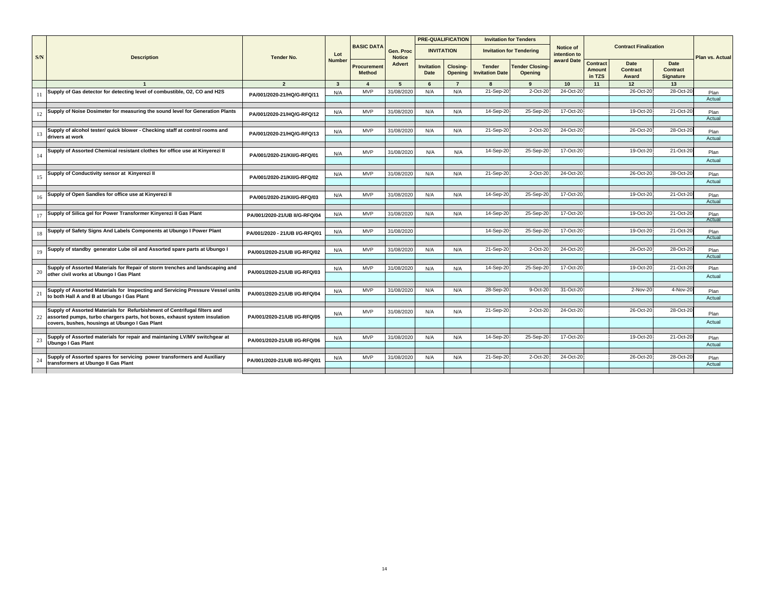| S/N | Description | Tender No. | Lot Number | BASIC DATA | Gen. Proc Notice Advert | PRE-QUALIFICATION | | Invitation for Tenders | | Notice of intention to award Date | Contract Finalization | | | Plan vs. Actual |
|---|---|---|---|---|---|---|---|---|---|---|---|---|---|---|
| | | | | | | INVITATION | | Invitation for Tendering | | | | | | |
| | | | | Procurement Method | | Invitation Date | Closing-Opening | Tender Invitation Date | Tender Closing-Opening | | Contract Amount in TZS | Date Contract Award | Date Contract Signature | |
| | 1 | 2 | 3 | 4 | 5 | 6 | 7 | 8 | 9 | 10 | 11 | 12 | 13 | |
| 11 | Supply of Gas detector for detecting level of combustible, O2, CO and H2S | PA/001/2020-21/HQ/G-RFQ/11 | N/A | MVP | 31/08/2020 | N/A | N/A | 21-Sep-20 | 2-Oct-20 | 24-Oct-20 | | 26-Oct-20 | 28-Oct-20 | Plan |
| | | | | | | | | | | | | | | Actual |
| 12 | Supply of Noise Dosimeter for measuring the sound level for Generation Plants | PA/001/2020-21/HQ/G-RFQ/12 | N/A | MVP | 31/08/2020 | N/A | N/A | 14-Sep-20 | 25-Sep-20 | 17-Oct-20 | | 19-Oct-20 | 21-Oct-20 | Plan |
| | | | | | | | | | | | | | | Actual |
| 13 | Supply of alcohol tester/ quick blower - Checking staff at control rooms and drivers at work | PA/001/2020-21/HQ/G-RFQ/13 | N/A | MVP | 31/08/2020 | N/A | N/A | 21-Sep-20 | 2-Oct-20 | 24-Oct-20 | | 26-Oct-20 | 28-Oct-20 | Plan |
| | | | | | | | | | | | | | | Actual |
| 14 | Supply of Assorted Chemical resistant clothes for office use at Kinyerezi II | PA/001/2020-21/KII/G-RFQ/01 | N/A | MVP | 31/08/2020 | N/A | N/A | 14-Sep-20 | 25-Sep-20 | 17-Oct-20 | | 19-Oct-20 | 21-Oct-20 | Plan |
| | | | | | | | | | | | | | | Actual |
| 15 | Supply of Conductivity sensor at Kinyerezi II | PA/001/2020-21/KII/G-RFQ/02 | N/A | MVP | 31/08/2020 | N/A | N/A | 21-Sep-20 | 2-Oct-20 | 24-Oct-20 | | 26-Oct-20 | 28-Oct-20 | Plan |
| | | | | | | | | | | | | | | Actual |
| 16 | Supply of Open Sandles for office use at Kinyerezi II | PA/001/2020-21/KII/G-RFQ/03 | N/A | MVP | 31/08/2020 | N/A | N/A | 14-Sep-20 | 25-Sep-20 | 17-Oct-20 | | 19-Oct-20 | 21-Oct-20 | Plan |
| | | | | | | | | | | | | | | Actual |
| 17 | Supply of Silica gel for Power Transformer Kinyerezi II Gas Plant | PA/001/2020-21/UB II/G-RFQ/04 | N/A | MVP | 31/08/2020 | N/A | N/A | 14-Sep-20 | 25-Sep-20 | 17-Oct-20 | | 19-Oct-20 | 21-Oct-20 | Plan |
| | | | | | | | | | | | | | | Actual |
| 18 | Supply of Safety Signs And Labels Components at Ubungo I Power Plant | PA/001/2020 - 21/UB I/G-RFQ/01 | N/A | MVP | 31/08/2020 | | | 14-Sep-20 | 25-Sep-20 | 17-Oct-20 | | 19-Oct-20 | 21-Oct-20 | Plan |
| | | | | | | | | | | | | | | Actual |
| 19 | Supply of standby generator Lube oil and Assorted spare parts at Ubungo I | PA/001/2020-21/UB I/G-RFQ/02 | N/A | MVP | 31/08/2020 | N/A | N/A | 21-Sep-20 | 2-Oct-20 | 24-Oct-20 | | 26-Oct-20 | 28-Oct-20 | Plan |
| | | | | | | | | | | | | | | Actual |
| 20 | Supply of Assorted Materials for Repair of storm trenches and landscaping and other civil works at Ubungo I Gas Plant | PA/001/2020-21/UB I/G-RFQ/03 | N/A | MVP | 31/08/2020 | N/A | N/A | 14-Sep-20 | 25-Sep-20 | 17-Oct-20 | | 19-Oct-20 | 21-Oct-20 | Plan |
| | | | | | | | | | | | | | | Actual |
| 21 | Supply of Assorted Materials for Inspecting and Servicing Pressure Vessel units to both Hall A and B at Ubungo I Gas Plant | PA/001/2020-21/UB I/G-RFQ/04 | N/A | MVP | 31/08/2020 | N/A | N/A | 28-Sep-20 | 9-Oct-20 | 31-Oct-20 | | 2-Nov-20 | 4-Nov-20 | Plan |
| | | | | | | | | | | | | | | Actual |
| 22 | Supply of Assorted Materials for Refurbishment of Centrifugal filters and assorted pumps, turbo chargers parts, hot boxes, exhaust system insulation covers, bushes, housings at Ubungo I Gas Plant | PA/001/2020-21/UB I/G-RFQ/05 | N/A | MVP | 31/08/2020 | N/A | N/A | 21-Sep-20 | 2-Oct-20 | 24-Oct-20 | | 26-Oct-20 | 28-Oct-20 | Plan |
| | | | | | | | | | | | | | | Actual |
| 23 | Supply of Assorted materials for repair and maintaining LV/MV switchgear at Ubungo I Gas Plant | PA/001/2020-21/UB I/G-RFQ/06 | N/A | MVP | 31/08/2020 | N/A | N/A | 14-Sep-20 | 25-Sep-20 | 17-Oct-20 | | 19-Oct-20 | 21-Oct-20 | Plan |
| | | | | | | | | | | | | | | Actual |
| 24 | Supply of Assorted spares for servicing power transformers and Auxiliary transformers at Ubungo II Gas Plant | PA/001/2020-21/UB II/G-RFQ/01 | N/A | MVP | 31/08/2020 | N/A | N/A | 21-Sep-20 | 2-Oct-20 | 24-Oct-20 | | 26-Oct-20 | 28-Oct-20 | Plan |
| | | | | | | | | | | | | | | Actual |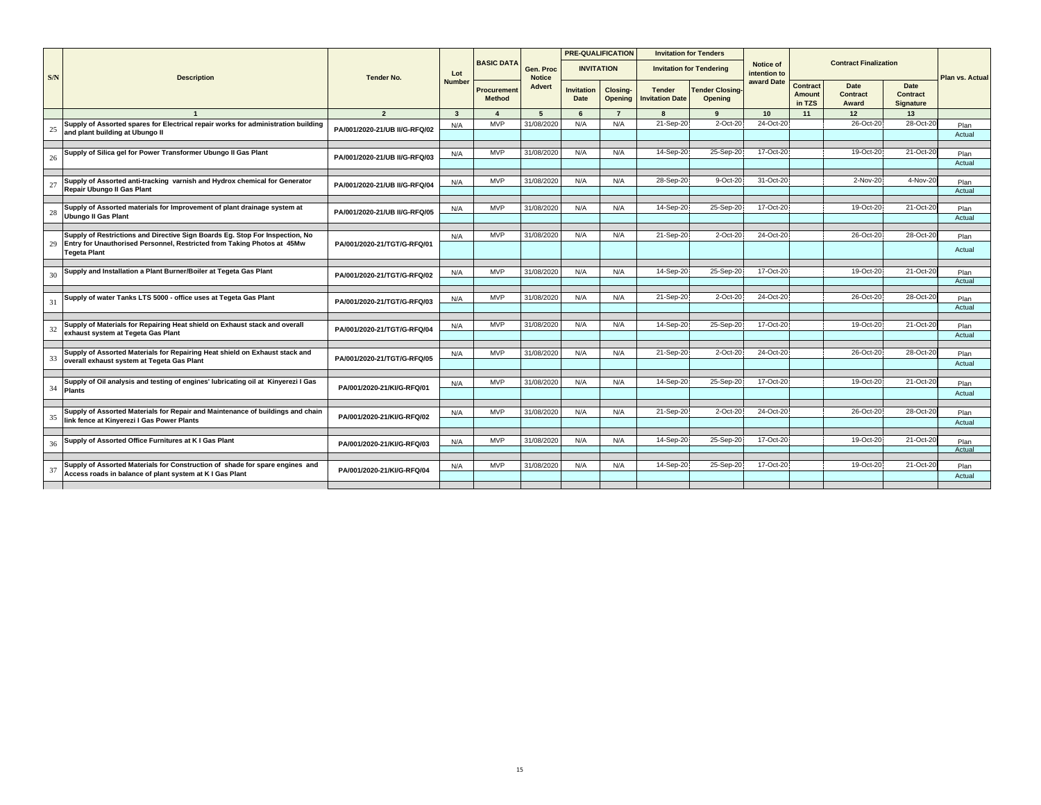| S/N | Description | Tender No. | Lot Number | BASIC DATA | Gen. Proc Notice Advert | PRE-QUALIFICATION | | Invitation for Tenders | | Notice of intention to award Date | Contract Finalization | | | Plan vs. Actual |
|---|---|---|---|---|---|---|---|---|---|---|---|---|---|---|
| | | | | | | INVITATION | | Invitation for Tendering | | | | | | |
| | | | | Procurement Method | | Invitation Date | Closing-Opening | Tender Invitation Date | Tender Closing-Opening | | Contract Amount in TZS | Date Contract Award | Date Contract Signature | |
| | 1 | 2 | 3 | 4 | 5 | 6 | 7 | 8 | 9 | 10 | 11 | 12 | 13 | |
| 25 | Supply of Assorted spares for Electrical repair works for administration building and plant building at Ubungo II | PA/001/2020-21/UB II/G-RFQ/02 | N/A | MVP | 31/08/2020 | N/A | N/A | 21-Sep-20 | 2-Oct-20 | 24-Oct-20 | | 26-Oct-20 | 28-Oct-20 | Plan |
| | | | | | | | | | | | | | | Actual |
| 26 | Supply of Silica gel for Power Transformer Ubungo II Gas Plant | PA/001/2020-21/UB II/G-RFQ/03 | N/A | MVP | 31/08/2020 | N/A | N/A | 14-Sep-20 | 25-Sep-20 | 17-Oct-20 | | 19-Oct-20 | 21-Oct-20 | Plan |
| | | | | | | | | | | | | | | Actual |
| 27 | Supply of Assorted anti-tracking varnish and Hydrox chemical for Generator Repair Ubungo II Gas Plant | PA/001/2020-21/UB II/G-RFQ/04 | N/A | MVP | 31/08/2020 | N/A | N/A | 28-Sep-20 | 9-Oct-20 | 31-Oct-20 | | 2-Nov-20 | 4-Nov-20 | Plan |
| | | | | | | | | | | | | | | Actual |
| 28 | Supply of Assorted materials for Improvement of plant drainage system at Ubungo II Gas Plant | PA/001/2020-21/UB II/G-RFQ/05 | N/A | MVP | 31/08/2020 | N/A | N/A | 14-Sep-20 | 25-Sep-20 | 17-Oct-20 | | 19-Oct-20 | 21-Oct-20 | Plan |
| | | | | | | | | | | | | | | Actual |
| 29 | Supply of Restrictions and Directive Sign Boards Eg. Stop For Inspection, No Entry for Unauthorised Personnel, Restricted from Taking Photos at 45Mw Tegeta Plant | PA/001/2020-21/TGT/G-RFQ/01 | N/A | MVP | 31/08/2020 | N/A | N/A | 21-Sep-20 | 2-Oct-20 | 24-Oct-20 | | 26-Oct-20 | 28-Oct-20 | Plan |
| | | | | | | | | | | | | | | Actual |
| 30 | Supply and Installation a Plant Burner/Boiler at Tegeta Gas Plant | PA/001/2020-21/TGT/G-RFQ/02 | N/A | MVP | 31/08/2020 | N/A | N/A | 14-Sep-20 | 25-Sep-20 | 17-Oct-20 | | 19-Oct-20 | 21-Oct-20 | Plan |
| | | | | | | | | | | | | | | Actual |
| 31 | Supply of water Tanks LTS 5000 - office uses at Tegeta Gas Plant | PA/001/2020-21/TGT/G-RFQ/03 | N/A | MVP | 31/08/2020 | N/A | N/A | 21-Sep-20 | 2-Oct-20 | 24-Oct-20 | | 26-Oct-20 | 28-Oct-20 | Plan |
| | | | | | | | | | | | | | | Actual |
| 32 | Supply of Materials for Repairing Heat shield on Exhaust stack and overall exhaust system at Tegeta Gas Plant | PA/001/2020-21/TGT/G-RFQ/04 | N/A | MVP | 31/08/2020 | N/A | N/A | 14-Sep-20 | 25-Sep-20 | 17-Oct-20 | | 19-Oct-20 | 21-Oct-20 | Plan |
| | | | | | | | | | | | | | | Actual |
| 33 | Supply of Assorted Materials for Repairing Heat shield on Exhaust stack and overall exhaust system at Tegeta Gas Plant | PA/001/2020-21/TGT/G-RFQ/05 | N/A | MVP | 31/08/2020 | N/A | N/A | 21-Sep-20 | 2-Oct-20 | 24-Oct-20 | | 26-Oct-20 | 28-Oct-20 | Plan |
| | | | | | | | | | | | | | | Actual |
| 34 | Supply of Oil analysis and testing of engines' lubricating oil at Kinyerezi I Gas Plants | PA/001/2020-21/KI/G-RFQ/01 | N/A | MVP | 31/08/2020 | N/A | N/A | 14-Sep-20 | 25-Sep-20 | 17-Oct-20 | | 19-Oct-20 | 21-Oct-20 | Plan |
| | | | | | | | | | | | | | | Actual |
| 35 | Supply of Assorted Materials for Repair and Maintenance of buildings and chain link fence at Kinyerezi I Gas Power Plants | PA/001/2020-21/KI/G-RFQ/02 | N/A | MVP | 31/08/2020 | N/A | N/A | 21-Sep-20 | 2-Oct-20 | 24-Oct-20 | | 26-Oct-20 | 28-Oct-20 | Plan |
| | | | | | | | | | | | | | | Actual |
| 36 | Supply of Assorted Office Furnitures at K I Gas Plant | PA/001/2020-21/KI/G-RFQ/03 | N/A | MVP | 31/08/2020 | N/A | N/A | 14-Sep-20 | 25-Sep-20 | 17-Oct-20 | | 19-Oct-20 | 21-Oct-20 | Plan |
| | | | | | | | | | | | | | | Actual |
| 37 | Supply of Assorted Materials for Construction of shade for spare engines and Access roads in balance of plant system at K I Gas Plant | PA/001/2020-21/KI/G-RFQ/04 | N/A | MVP | 31/08/2020 | N/A | N/A | 14-Sep-20 | 25-Sep-20 | 17-Oct-20 | | 19-Oct-20 | 21-Oct-20 | Plan |
| | | | | | | | | | | | | | | Actual |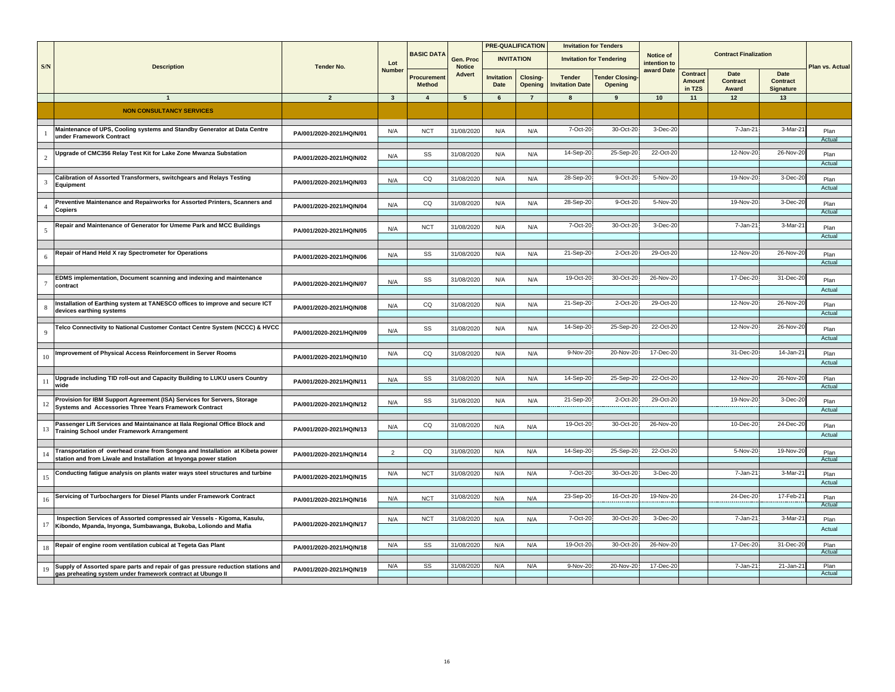| S/N | Description | Tender No. | Lot Number | BASIC DATA | Gen. Proc Notice | PRE-QUALIFICATION | | Invitation for Tenders | | Notice of intention to award Date | Contract Finalization | | | Plan vs. Actual |
|---|---|---|---|---|---|---|---|---|---|---|---|---|---|---|
| | | | | | | INVITATION | | Invitation for Tendering | | | | | | |
| | | | | Procurement Method | Advert | Invitation Date | Closing-Opening | Tender Invitation Date | Tender Closing-Opening | | Contract Amount in TZS | Date Contract Award | Date Contract Signature | |
| | 1 | 2 | 3 | 4 | 5 | 6 | 7 | 8 | 9 | 10 | 11 | 12 | 13 | |
| | **NON CONSULTANCY SERVICES** | | | | | | | | | | | | | |
| 1 | Maintenance of UPS, Cooling systems and Standby Generator at Data Centre under Framework Contract | PA/001/2020-2021/HQ/N/01 | N/A | NCT | 31/08/2020 | N/A | N/A | 7-Oct-20 | 30-Oct-20 | 3-Dec-20 | | 7-Jan-21 | 3-Mar-21 | Plan |
| | | | | | | | | | | | | | | Actual |
| 2 | Upgrade of CMC356 Relay Test Kit for Lake Zone Mwanza Substation | PA/001/2020-2021/HQ/N/02 | N/A | SS | 31/08/2020 | N/A | N/A | 14-Sep-20 | 25-Sep-20 | 22-Oct-20 | | 12-Nov-20 | 26-Nov-20 | Plan |
| | | | | | | | | | | | | | | Actual |
| 3 | Calibration of Assorted Transformers, switchgears and Relays Testing Equipment | PA/001/2020-2021/HQ/N/03 | N/A | CQ | 31/08/2020 | N/A | N/A | 28-Sep-20 | 9-Oct-20 | 5-Nov-20 | | 19-Nov-20 | 3-Dec-20 | Plan |
| | | | | | | | | | | | | | | Actual |
| 4 | Preventive Maintenance and Repairworks for Assorted Printers, Scanners and Copiers | PA/001/2020-2021/HQ/N/04 | N/A | CQ | 31/08/2020 | N/A | N/A | 28-Sep-20 | 9-Oct-20 | 5-Nov-20 | | 19-Nov-20 | 3-Dec-20 | Plan |
| | | | | | | | | | | | | | | Actual |
| 5 | Repair and Maintenance of Generator for Umeme Park and MCC Buildings | PA/001/2020-2021/HQ/N/05 | N/A | NCT | 31/08/2020 | N/A | N/A | 7-Oct-20 | 30-Oct-20 | 3-Dec-20 | | 7-Jan-21 | 3-Mar-21 | Plan |
| | | | | | | | | | | | | | | Actual |
| 6 | Repair of Hand Held X ray Spectrometer for Operations | PA/001/2020-2021/HQ/N/06 | N/A | SS | 31/08/2020 | N/A | N/A | 21-Sep-20 | 2-Oct-20 | 29-Oct-20 | | 12-Nov-20 | 26-Nov-20 | Plan |
| | | | | | | | | | | | | | | Actual |
| 7 | EDMS implementation, Document scanning and indexing and maintenance contract | PA/001/2020-2021/HQ/N/07 | N/A | SS | 31/08/2020 | N/A | N/A | 19-Oct-20 | 30-Oct-20 | 26-Nov-20 | | 17-Dec-20 | 31-Dec-20 | Plan |
| | | | | | | | | | | | | | | Actual |
| 8 | Installation of Earthing system at TANESCO offices to improve and secure ICT devices earthing systems | PA/001/2020-2021/HQ/N/08 | N/A | CQ | 31/08/2020 | N/A | N/A | 21-Sep-20 | 2-Oct-20 | 29-Oct-20 | | 12-Nov-20 | 26-Nov-20 | Plan |
| | | | | | | | | | | | | | | Actual |
| 9 | Telco Connectivity to National Customer Contact Centre System (NCCC) & HVCC | PA/001/2020-2021/HQ/N/09 | N/A | SS | 31/08/2020 | N/A | N/A | 14-Sep-20 | 25-Sep-20 | 22-Oct-20 | | 12-Nov-20 | 26-Nov-20 | Plan |
| | | | | | | | | | | | | | | Actual |
| 10 | Improvement of Physical Access Reinforcement in Server Rooms | PA/001/2020-2021/HQ/N/10 | N/A | CQ | 31/08/2020 | N/A | N/A | 9-Nov-20 | 20-Nov-20 | 17-Dec-20 | | 31-Dec-20 | 14-Jan-21 | Plan |
| | | | | | | | | | | | | | | Actual |
| 11 | Upgrade including TID roll-out and Capacity Building to LUKU users Country wide | PA/001/2020-2021/HQ/N/11 | N/A | SS | 31/08/2020 | N/A | N/A | 14-Sep-20 | 25-Sep-20 | 22-Oct-20 | | 12-Nov-20 | 26-Nov-20 | Plan |
| | | | | | | | | | | | | | | Actual |
| 12 | Provision for IBM Support Agreement (ISA) Services for Servers, Storage Systems and Accessories Three Years Framework Contract | PA/001/2020-2021/HQ/N/12 | N/A | SS | 31/08/2020 | N/A | N/A | 21-Sep-20 | 2-Oct-20 | 29-Oct-20 | | 19-Nov-20 | 3-Dec-20 | Plan |
| | | | | | | | | | | | | | | Actual |
| 13 | Passenger Lift Services and Maintainance at Ilala Regional Office Block and Training School under Framework Arrangement | PA/001/2020-2021/HQ/N/13 | N/A | CQ | 31/08/2020 | N/A | N/A | 19-Oct-20 | 30-Oct-20 | 26-Nov-20 | | 10-Dec-20 | 24-Dec-20 | Plan |
| | | | | | | | | | | | | | | Actual |
| 14 | Transportation of overhead crane from Songea and Installation at Kibeta power station and from Liwale and Installation at Inyonga power station | PA/001/2020-2021/HQ/N/14 | 2 | CQ | 31/08/2020 | N/A | N/A | 14-Sep-20 | 25-Sep-20 | 22-Oct-20 | | 5-Nov-20 | 19-Nov-20 | Plan |
| | | | | | | | | | | | | | | Actual |
| 15 | Conducting fatigue analysis on plants water ways steel structures and turbine | PA/001/2020-2021/HQ/N/15 | N/A | NCT | 31/08/2020 | N/A | N/A | 7-Oct-20 | 30-Oct-20 | 3-Dec-20 | | 7-Jan-21 | 3-Mar-21 | Plan |
| | | | | | | | | | | | | | | Actual |
| 16 | Servicing of Turbochargers for Diesel Plants under Framework Contract | PA/001/2020-2021/HQ/N/16 | N/A | NCT | 31/08/2020 | N/A | N/A | 23-Sep-20 | 16-Oct-20 | 19-Nov-20 | | 24-Dec-20 | 17-Feb-21 | Plan |
| | | | | | | | | | | | | | | Actual |
| 17 | Inspection Services of Assorted compressed air Vessels - Kigoma, Kasulu, Kibondo, Mpanda, Inyonga, Sumbawanga, Bukoba, Loliondo and Mafia | PA/001/2020-2021/HQ/N/17 | N/A | NCT | 31/08/2020 | N/A | N/A | 7-Oct-20 | 30-Oct-20 | 3-Dec-20 | | 7-Jan-21 | 3-Mar-21 | Plan |
| | | | | | | | | | | | | | | Actual |
| 18 | Repair of engine room ventilation cubical at Tegeta Gas Plant | PA/001/2020-2021/HQ/N/18 | N/A | SS | 31/08/2020 | N/A | N/A | 19-Oct-20 | 30-Oct-20 | 26-Nov-20 | | 17-Dec-20 | 31-Dec-20 | Plan |
| | | | | | | | | | | | | | | Actual |
| 19 | Supply of Assorted spare parts and repair of gas pressure reduction stations and gas preheating system under framework contract at Ubungo II | PA/001/2020-2021/HQ/N/19 | N/A | SS | 31/08/2020 | N/A | N/A | 9-Nov-20 | 20-Nov-20 | 17-Dec-20 | | 7-Jan-21 | 21-Jan-21 | Plan |
| | | | | | | | | | | | | | | Actual |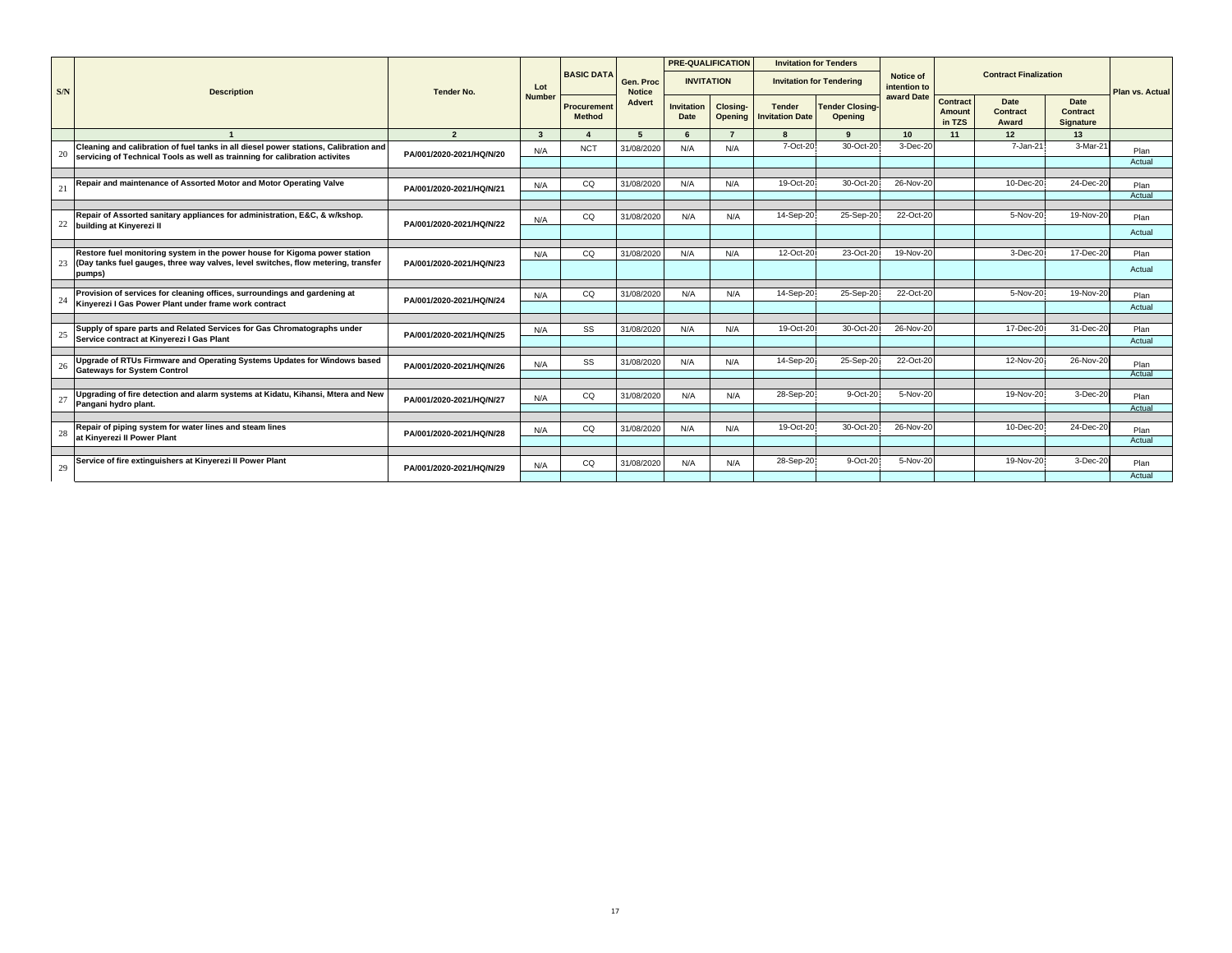| S/N | Description | Tender No. | Lot Number | BASIC DATA | Gen. Proc Notice | PRE-QUALIFICATION | | Invitation for Tenders | | Notice of intention to award Date | Contract Finalization | | | Plan vs. Actual |
|---|---|---|---|---|---|---|---|---|---|---|---|---|---|---|
| | | | | | | INVITATION | | Invitation for Tendering | | | | | | |
| | | | | Procurement Method | Advert | Invitation Date | Closing-Opening | Tender Invitation Date | Tender Closing-Opening | | Contract Amount in TZS | Date Contract Award | Date Contract Signature | |
| | 1 | 2 | 3 | 4 | 5 | 6 | 7 | 8 | 9 | 10 | 11 | 12 | 13 | |
| 20 | Cleaning and calibration of fuel tanks in all diesel power stations, Calibration and servicing of Technical Tools as well as trainning for calibration activites | PA/001/2020-2021/HQ/N/20 | N/A | NCT | 31/08/2020 | N/A | N/A | 7-Oct-20 | 30-Oct-20 | 3-Dec-20 | | 7-Jan-21 | 3-Mar-21 | Plan |
| | | | | | | | | | | | | | | Actual |
| 21 | Repair and maintenance of Assorted Motor and Motor Operating Valve | PA/001/2020-2021/HQ/N/21 | N/A | CQ | 31/08/2020 | N/A | N/A | 19-Oct-20 | 30-Oct-20 | 26-Nov-20 | | 10-Dec-20 | 24-Dec-20 | Plan |
| | | | | | | | | | | | | | | Actual |
| 22 | Repair of Assorted sanitary appliances for administration, E&C, & w/kshop. building at Kinyerezi II | PA/001/2020-2021/HQ/N/22 | N/A | CQ | 31/08/2020 | N/A | N/A | 14-Sep-20 | 25-Sep-20 | 22-Oct-20 | | 5-Nov-20 | 19-Nov-20 | Plan |
| | | | | | | | | | | | | | | Actual |
| 23 | Restore fuel monitoring system in the power house for Kigoma power station (Day tanks fuel gauges, three way valves, level switches, flow metering, transfer pumps) | PA/001/2020-2021/HQ/N/23 | N/A | CQ | 31/08/2020 | N/A | N/A | 12-Oct-20 | 23-Oct-20 | 19-Nov-20 | | 3-Dec-20 | 17-Dec-20 | Plan |
| | | | | | | | | | | | | | | Actual |
| 24 | Provision of services for cleaning offices, surroundings and gardening at Kinyerezi I Gas Power Plant under frame work contract | PA/001/2020-2021/HQ/N/24 | N/A | CQ | 31/08/2020 | N/A | N/A | 14-Sep-20 | 25-Sep-20 | 22-Oct-20 | | 5-Nov-20 | 19-Nov-20 | Plan |
| | | | | | | | | | | | | | | Actual |
| 25 | Supply of spare parts and Related Services for Gas Chromatographs under Service contract at Kinyerezi I Gas Plant | PA/001/2020-2021/HQ/N/25 | N/A | SS | 31/08/2020 | N/A | N/A | 19-Oct-20 | 30-Oct-20 | 26-Nov-20 | | 17-Dec-20 | 31-Dec-20 | Plan |
| | | | | | | | | | | | | | | Actual |
| 26 | Upgrade of RTUs Firmware and Operating Systems Updates for Windows based Gateways for System Control | PA/001/2020-2021/HQ/N/26 | N/A | SS | 31/08/2020 | N/A | N/A | 14-Sep-20 | 25-Sep-20 | 22-Oct-20 | | 12-Nov-20 | 26-Nov-20 | Plan |
| | | | | | | | | | | | | | | Actual |
| 27 | Upgrading of fire detection and alarm systems at Kidatu, Kihansi, Mtera and New Pangani hydro plant. | PA/001/2020-2021/HQ/N/27 | N/A | CQ | 31/08/2020 | N/A | N/A | 28-Sep-20 | 9-Oct-20 | 5-Nov-20 | | 19-Nov-20 | 3-Dec-20 | Plan |
| | | | | | | | | | | | | | | Actual |
| 28 | Repair of piping system for water lines and steam lines at Kinyerezi II Power Plant | PA/001/2020-2021/HQ/N/28 | N/A | CQ | 31/08/2020 | N/A | N/A | 19-Oct-20 | 30-Oct-20 | 26-Nov-20 | | 10-Dec-20 | 24-Dec-20 | Plan |
| | | | | | | | | | | | | | | Actual |
| 29 | Service of fire extinguishers at Kinyerezi II Power Plant | PA/001/2020-2021/HQ/N/29 | N/A | CQ | 31/08/2020 | N/A | N/A | 28-Sep-20 | 9-Oct-20 | 5-Nov-20 | | 19-Nov-20 | 3-Dec-20 | Plan |
| | | | | | | | | | | | | | | Actual |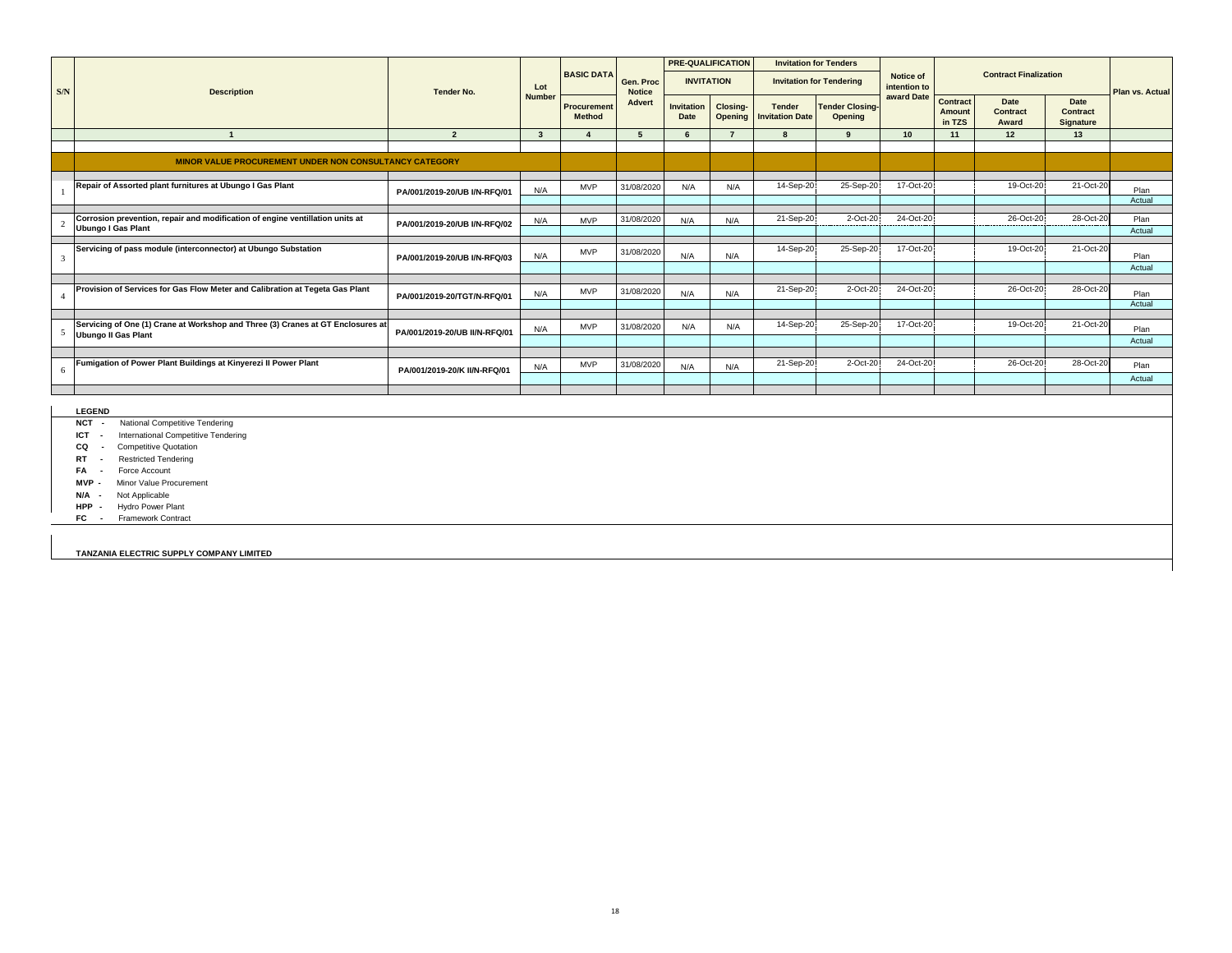| S/N | Description | Tender No. | Lot Number | BASIC DATA | Gen. Proc Notice Advert | PRE-QUALIFICATION | | Invitation for Tenders | | Notice of intention to award Date | Contract Finalization | | | Plan vs. Actual |
|---|---|---|---|---|---|---|---|---|---|---|---|---|---|---|
| | | | | | | INVITATION | | Invitation for Tendering | | | | | | |
| | | | | Procurement Method | | Invitation Date | Closing-Opening | Tender Invitation Date | Tender Closing-Opening | | Contract Amount in TZS | Date Contract Award | Date Contract Signature | |
| | 1 | 2 | 3 | 4 | 5 | 6 | 7 | 8 | 9 | 10 | 11 | 12 | 13 | |
| | **MINOR VALUE PROCUREMENT UNDER NON CONSULTANCY CATEGORY** | | | | | | | | | | | | | |
| 1 | Repair of Assorted plant furnitures at Ubungo I Gas Plant | PA/001/2019-20/UB I/N-RFQ/01 | N/A | MVP | 31/08/2020 | N/A | N/A | 14-Sep-20 | 25-Sep-20 | 17-Oct-20 | | 19-Oct-20 | 21-Oct-20 | Plan |
| | | | | | | | | | | | | | | Actual |
| 2 | Corrosion prevention, repair and modification of engine ventillation units at Ubungo I Gas Plant | PA/001/2019-20/UB I/N-RFQ/02 | N/A | MVP | 31/08/2020 | N/A | N/A | 21-Sep-20 | 2-Oct-20 | 24-Oct-20 | | 26-Oct-20 | 28-Oct-20 | Plan |
| | | | | | | | | | | | | | | Actual |
| 3 | Servicing of pass module (interconnector) at Ubungo Substation | PA/001/2019-20/UB I/N-RFQ/03 | N/A | MVP | 31/08/2020 | N/A | N/A | 14-Sep-20 | 25-Sep-20 | 17-Oct-20 | | 19-Oct-20 | 21-Oct-20 | Plan |
| | | | | | | | | | | | | | | Actual |
| 4 | Provision of Services for Gas Flow Meter and Calibration at Tegeta Gas Plant | PA/001/2019-20/TGT/N-RFQ/01 | N/A | MVP | 31/08/2020 | N/A | N/A | 21-Sep-20 | 2-Oct-20 | 24-Oct-20 | | 26-Oct-20 | 28-Oct-20 | Plan |
| | | | | | | | | | | | | | | Actual |
| 5 | Servicing of One (1) Crane at Workshop and Three (3) Cranes at GT Enclosures at Ubungo II Gas Plant | PA/001/2019-20/UB II/N-RFQ/01 | N/A | MVP | 31/08/2020 | N/A | N/A | 14-Sep-20 | 25-Sep-20 | 17-Oct-20 | | 19-Oct-20 | 21-Oct-20 | Plan |
| | | | | | | | | | | | | | | Actual |
| 6 | Fumigation of Power Plant Buildings at Kinyerezi II Power Plant | PA/001/2019-20/K II/N-RFQ/01 | N/A | MVP | 31/08/2020 | N/A | N/A | 21-Sep-20 | 2-Oct-20 | 24-Oct-20 | | 26-Oct-20 | 28-Oct-20 | Plan |
| | | | | | | | | | | | | | | Actual |

**LEGEND**

- **NCT** - National Competitive Tendering
- **ICT** - International Competitive Tendering
- **CQ** - Competitive Quotation
- **RT** - Restricted Tendering
- **FA** - Force Account
- **MVP** - Minor Value Procurement
- **N/A** - Not Applicable
- **HPP** - Hydro Power Plant
- **FC** - Framework Contract

**TANZANIA ELECTRIC SUPPLY COMPANY LIMITED**